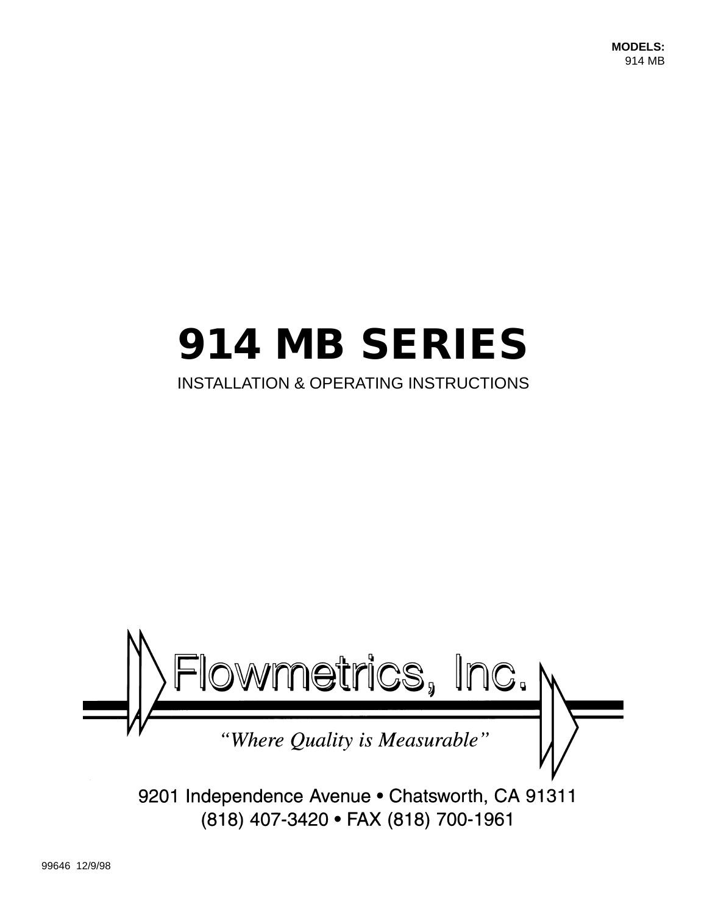**MODELS:**
914 MB

# 914 MB SERIES

INSTALLATION & OPERATING INSTRUCTIONS

Flowmetrics, Inc.

*"Where Quality is Measurable"*

9201 Independence Avenue • Chatsworth, CA 91311
(818) 407-3420 • FAX (818) 700-1961

99646 12/9/98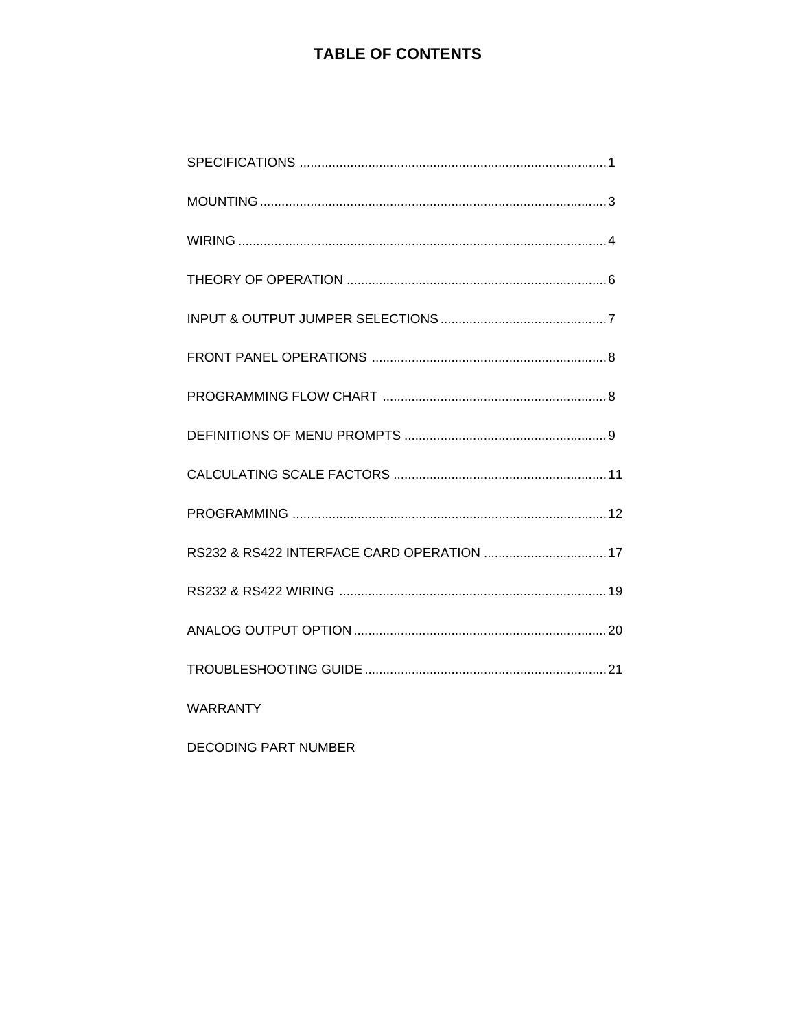# TABLE OF CONTENTS

SPECIFICATIONS ........................................................................................ 1

MOUNTING ................................................................................................ 3

WIRING ..................................................................................................... 4

THEORY OF OPERATION ........................................................................ 6

INPUT & OUTPUT JUMPER SELECTIONS .............................................. 7

FRONT PANEL OPERATIONS ................................................................. 8

PROGRAMMING FLOW CHART .............................................................. 8

DEFINITIONS OF MENU PROMPTS ........................................................ 9

CALCULATING SCALE FACTORS ........................................................... 11

PROGRAMMING ....................................................................................... 12

RS232 & RS422 INTERFACE CARD OPERATION .................................. 17

RS232 & RS422 WIRING .......................................................................... 19

ANALOG OUTPUT OPTION ...................................................................... 20

TROUBLESHOOTING GUIDE ................................................................... 21

WARRANTY

DECODING PART NUMBER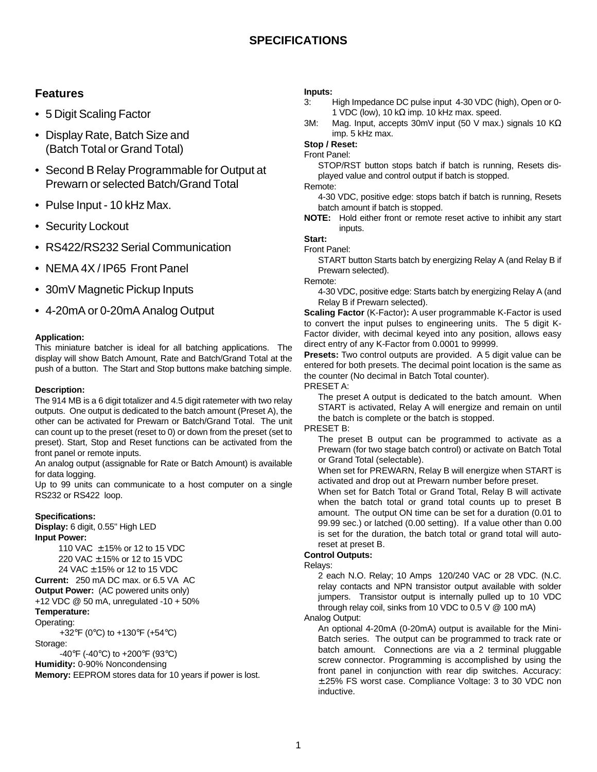# SPECIFICATIONS

## Features

- 5 Digit Scaling Factor
- Display Rate, Batch Size and (Batch Total or Grand Total)
- Second B Relay Programmable for Output at Prewarn or selected Batch/Grand Total
- Pulse Input - 10 kHz Max.
- Security Lockout
- RS422/RS232 Serial Communication
- NEMA 4X / IP65 Front Panel
- 30mV Magnetic Pickup Inputs
- 4-20mA or 0-20mA Analog Output

**Application:**
This miniature batcher is ideal for all batching applications. The display will show Batch Amount, Rate and Batch/Grand Total at the push of a button. The Start and Stop buttons make batching simple.

**Description:**
The 914 MB is a 6 digit totalizer and 4.5 digit ratemeter with two relay outputs. One output is dedicated to the batch amount (Preset A), the other can be activated for Prewarn or Batch/Grand Total. The unit can count up to the preset (reset to 0) or down from the preset (set to preset). Start, Stop and Reset functions can be activated from the front panel or remote inputs.
An analog output (assignable for Rate or Batch Amount) is available for data logging.
Up to 99 units can communicate to a host computer on a single RS232 or RS422 loop.

**Specifications:**
**Display:** 6 digit, 0.55" High LED
**Input Power:**
110 VAC ± 15% or 12 to 15 VDC
220 VAC ± 15% or 12 to 15 VDC
24 VAC ± 15% or 12 to 15 VDC
**Current:** 250 mA DC max. or 6.5 VA AC
**Output Power:** (AC powered units only)
+12 VDC @ 50 mA, unregulated -10 + 50%
**Temperature:**
Operating:
+32°F (0°C) to +130°F (+54°C)
Storage:
-40°F (-40°C) to +200°F (93°C)
**Humidity:** 0-90% Noncondensing
**Memory:** EEPROM stores data for 10 years if power is lost.

**Inputs:**
3: High Impedance DC pulse input 4-30 VDC (high), Open or 0-1 VDC (low), 10 kΩ imp. 10 kHz max. speed.
3M: Mag. Input, accepts 30mV input (50 V max.) signals 10 KΩ imp. 5 kHz max.

**Stop / Reset:**
Front Panel:
STOP/RST button stops batch if batch is running, Resets displayed value and control output if batch is stopped.
Remote:
4-30 VDC, positive edge: stops batch if batch is running, Resets batch amount if batch is stopped.
**NOTE:** Hold either front or remote reset active to inhibit any start inputs.

**Start:**
Front Panel:
START button Starts batch by energizing Relay A (and Relay B if Prewarn selected).
Remote:
4-30 VDC, positive edge: Starts batch by energizing Relay A (and Relay B if Prewarn selected).

**Scaling Factor** (K-Factor)**:** A user programmable K-Factor is used to convert the input pulses to engineering units. The 5 digit K-Factor divider, with decimal keyed into any position, allows easy direct entry of any K-Factor from 0.0001 to 99999.

**Presets:** Two control outputs are provided. A 5 digit value can be entered for both presets. The decimal point location is the same as the counter (No decimal in Batch Total counter).
PRESET A:
The preset A output is dedicated to the batch amount. When START is activated, Relay A will energize and remain on until the batch is complete or the batch is stopped.
PRESET B:
The preset B output can be programmed to activate as a Prewarn (for two stage batch control) or activate on Batch Total or Grand Total (selectable).
When set for PREWARN, Relay B will energize when START is activated and drop out at Prewarn number before preset.
When set for Batch Total or Grand Total, Relay B will activate when the batch total or grand total counts up to preset B amount. The output ON time can be set for a duration (0.01 to 99.99 sec.) or latched (0.00 setting). If a value other than 0.00 is set for the duration, the batch total or grand total will auto-reset at preset B.

**Control Outputs:**
Relays:
2 each N.O. Relay; 10 Amps 120/240 VAC or 28 VDC. (N.C. relay contacts and NPN transistor output available with solder jumpers. Transistor output is internally pulled up to 10 VDC through relay coil, sinks from 10 VDC to 0.5 V @ 100 mA)
Analog Output:
An optional 4-20mA (0-20mA) output is available for the Mini-Batch series. The output can be programmed to track rate or batch amount. Connections are via a 2 terminal pluggable screw connector. Programming is accomplished by using the front panel in conjunction with rear dip switches. Accuracy: ± 25% FS worst case. Compliance Voltage: 3 to 30 VDC non inductive.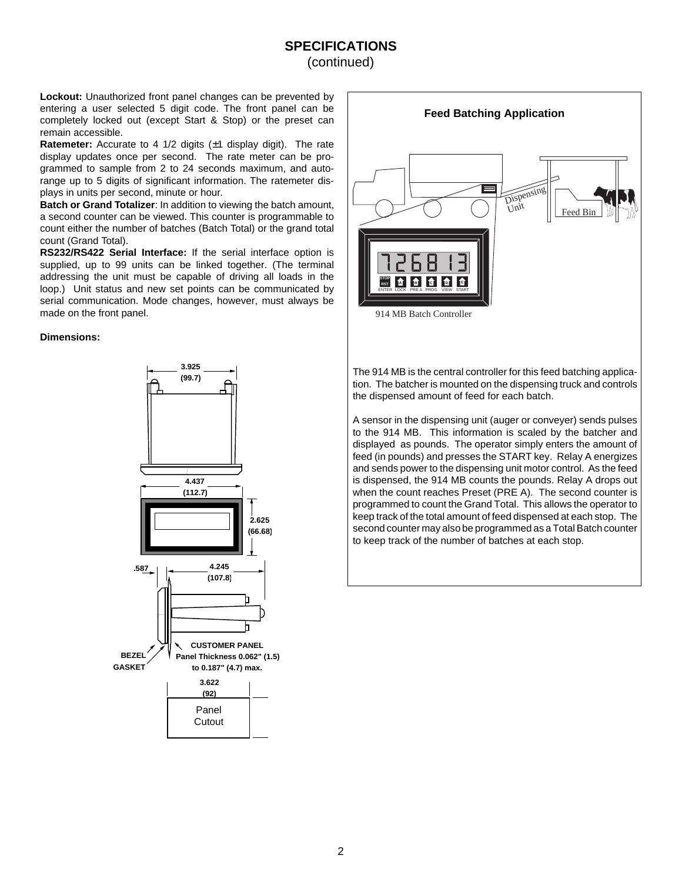## SPECIFICATIONS
(continued)

**Lockout:** Unauthorized front panel changes can be prevented by entering a user selected 5 digit code. The front panel can be completely locked out (except Start & Stop) or the preset can remain accessible.

**Ratemeter:** Accurate to 4 1/2 digits (±1 display digit). The rate display updates once per second. The rate meter can be programmed to sample from 2 to 24 seconds maximum, and auto-range up to 5 digits of significant information. The ratemeter displays in units per second, minute or hour.

**Batch or Grand Totalizer**: In addition to viewing the batch amount, a second counter can be viewed. This counter is programmable to count either the number of batches (Batch Total) or the grand total count (Grand Total).

**RS232/RS422 Serial Interface:** If the serial interface option is supplied, up to 99 units can be linked together. (The terminal addressing the unit must be capable of driving all loads in the loop.) Unit status and new set points can be communicated by serial communication. Mode changes, however, must always be made on the front panel.

**Dimensions:**

3.925 (99.7)

4.437 (112.7)

2.625 (66.68)

.587

4.245 (107.8)

BEZEL

GASKET

CUSTOMER PANEL
Panel Thickness 0.062" (1.5) to 0.187" (4.7) max.

3.622 (92)

Panel Cutout

### Feed Batching Application

Dispensing Unit

Feed Bin

914 MB Batch Controller

The 914 MB is the central controller for this feed batching application. The batcher is mounted on the dispensing truck and controls the dispensed amount of feed for each batch.

A sensor in the dispensing unit (auger or conveyer) sends pulses to the 914 MB. This information is scaled by the batcher and displayed as pounds. The operator simply enters the amount of feed (in pounds) and presses the START key. Relay A energizes and sends power to the dispensing unit motor control. As the feed is dispensed, the 914 MB counts the pounds. Relay A drops out when the count reaches Preset (PRE A). The second counter is programmed to count the Grand Total. This allows the operator to keep track of the total amount of feed dispensed at each stop. The second counter may also be programmed as a Total Batch counter to keep track of the number of batches at each stop.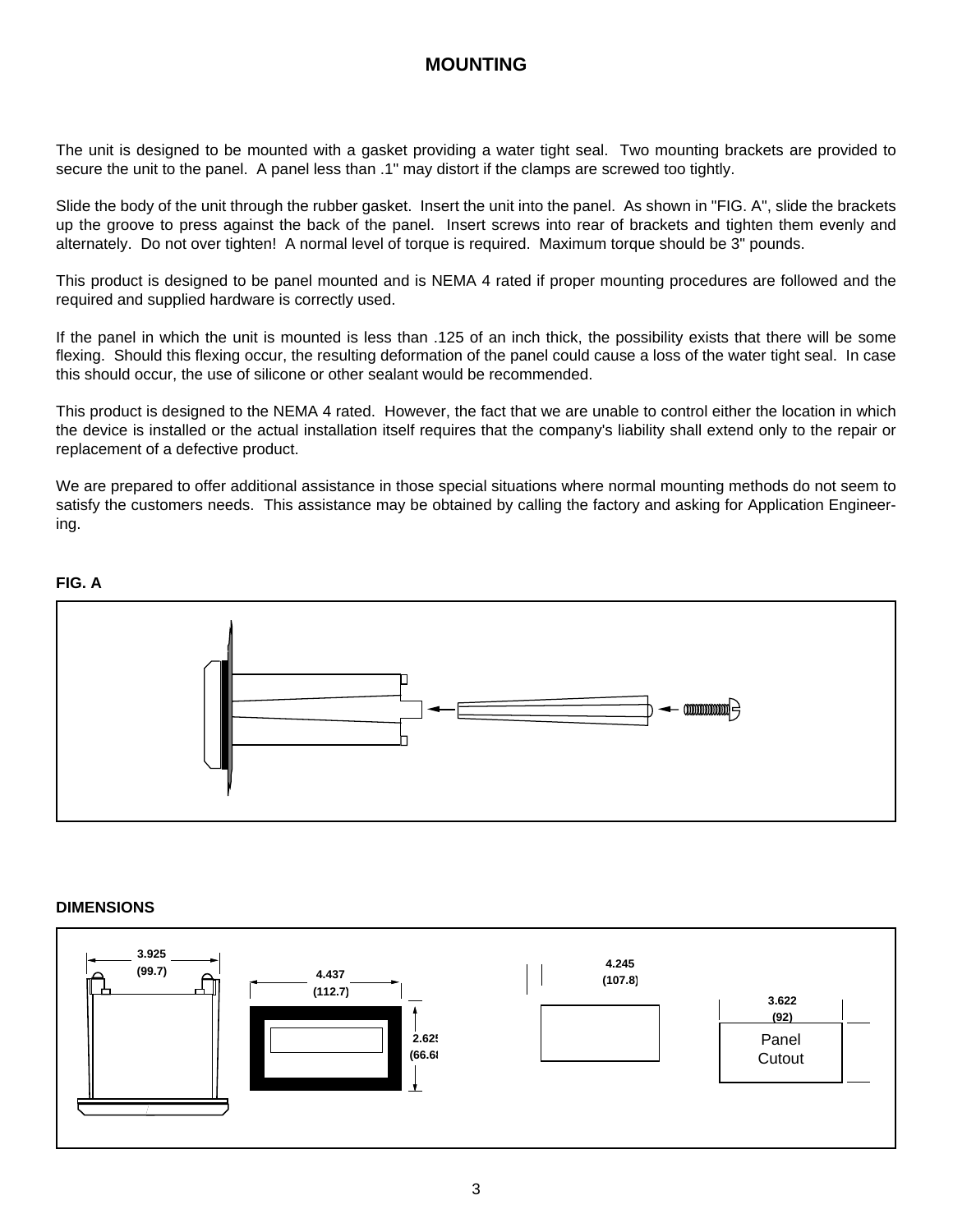# MOUNTING

The unit is designed to be mounted with a gasket providing a water tight seal. Two mounting brackets are provided to secure the unit to the panel. A panel less than .1" may distort if the clamps are screwed too tightly.

Slide the body of the unit through the rubber gasket. Insert the unit into the panel. As shown in "FIG. A", slide the brackets up the groove to press against the back of the panel. Insert screws into rear of brackets and tighten them evenly and alternately. Do not over tighten! A normal level of torque is required. Maximum torque should be 3" pounds.

This product is designed to be panel mounted and is NEMA 4 rated if proper mounting procedures are followed and the required and supplied hardware is correctly used.

If the panel in which the unit is mounted is less than .125 of an inch thick, the possibility exists that there will be some flexing. Should this flexing occur, the resulting deformation of the panel could cause a loss of the water tight seal. In case this should occur, the use of silicone or other sealant would be recommended.

This product is designed to the NEMA 4 rated. However, the fact that we are unable to control either the location in which the device is installed or the actual installation itself requires that the company's liability shall extend only to the repair or replacement of a defective product.

We are prepared to offer additional assistance in those special situations where normal mounting methods do not seem to satisfy the customers needs. This assistance may be obtained by calling the factory and asking for Application Engineering.

**FIG. A**

**DIMENSIONS**

3.925 (99.7)

4.437 (112.7)

2.625 (66.68)

4.245 (107.8)

3.622 (92)

Panel Cutout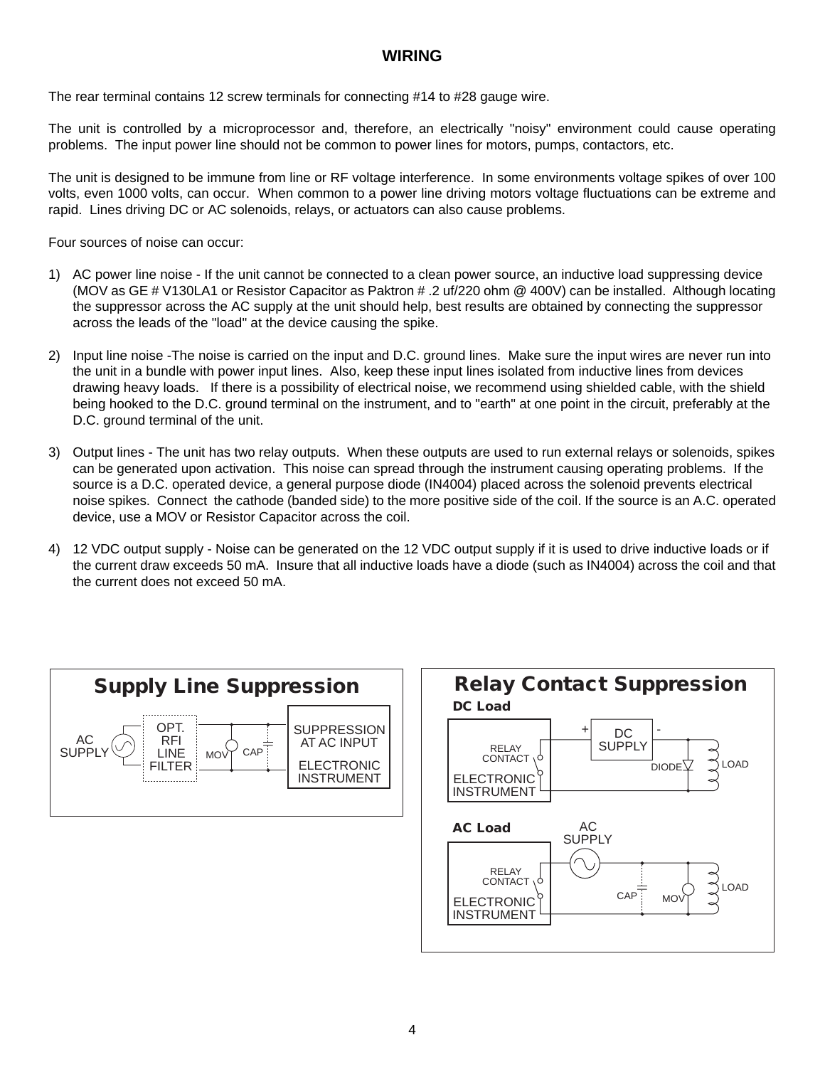# WIRING

The rear terminal contains 12 screw terminals for connecting #14 to #28 gauge wire.

The unit is controlled by a microprocessor and, therefore, an electrically "noisy" environment could cause operating problems. The input power line should not be common to power lines for motors, pumps, contactors, etc.

The unit is designed to be immune from line or RF voltage interference. In some environments voltage spikes of over 100 volts, even 1000 volts, can occur. When common to a power line driving motors voltage fluctuations can be extreme and rapid. Lines driving DC or AC solenoids, relays, or actuators can also cause problems.

Four sources of noise can occur:

1) AC power line noise - If the unit cannot be connected to a clean power source, an inductive load suppressing device (MOV as GE # V130LA1 or Resistor Capacitor as Paktron # .2 uf/220 ohm @ 400V) can be installed. Although locating the suppressor across the AC supply at the unit should help, best results are obtained by connecting the suppressor across the leads of the "load" at the device causing the spike.

2) Input line noise -The noise is carried on the input and D.C. ground lines. Make sure the input wires are never run into the unit in a bundle with power input lines. Also, keep these input lines isolated from inductive lines from devices drawing heavy loads. If there is a possibility of electrical noise, we recommend using shielded cable, with the shield being hooked to the D.C. ground terminal on the instrument, and to "earth" at one point in the circuit, preferably at the D.C. ground terminal of the unit.

3) Output lines - The unit has two relay outputs. When these outputs are used to run external relays or solenoids, spikes can be generated upon activation. This noise can spread through the instrument causing operating problems. If the source is a D.C. operated device, a general purpose diode (IN4004) placed across the solenoid prevents electrical noise spikes. Connect the cathode (banded side) to the more positive side of the coil. If the source is an A.C. operated device, use a MOV or Resistor Capacitor across the coil.

4) 12 VDC output supply - Noise can be generated on the 12 VDC output supply if it is used to drive inductive loads or if the current draw exceeds 50 mA. Insure that all inductive loads have a diode (such as IN4004) across the coil and that the current does not exceed 50 mA.

**Supply Line Suppression**

AC SUPPLY — OPT. RFI LINE FILTER — MOV — CAP — SUPPRESSION AT AC INPUT — ELECTRONIC INSTRUMENT

**Relay Contact Suppression**

**DC Load**

ELECTRONIC INSTRUMENT — RELAY CONTACT — + DC SUPPLY - — DIODE — LOAD

**AC Load**

ELECTRONIC INSTRUMENT — RELAY CONTACT — AC SUPPLY — CAP — MOV — LOAD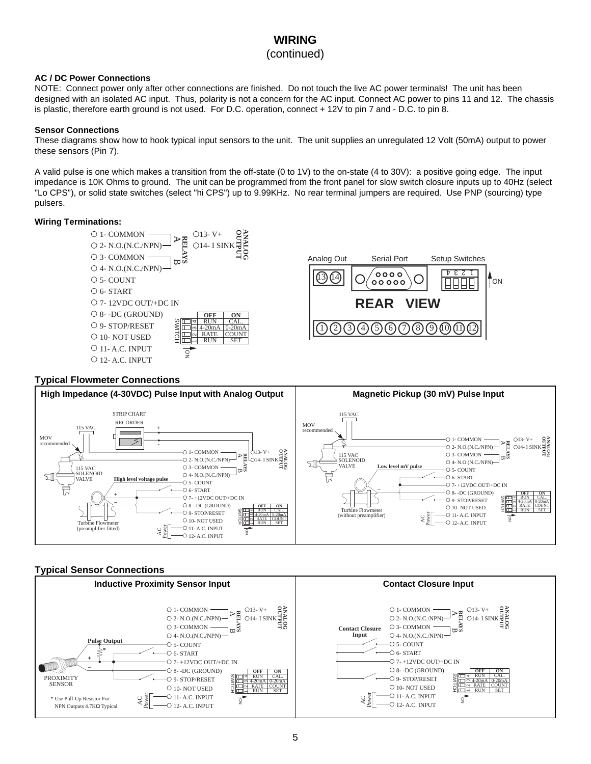## WIRING
(continued)

### AC / DC Power Connections

NOTE: Connect power only after other connections are finished. Do not touch the live AC power terminals! The unit has been designed with an isolated AC input. Thus, polarity is not a concern for the AC input. Connect AC power to pins 11 and 12. The chassis is plastic, therefore earth ground is not used. For D.C. operation, connect + 12V to pin 7 and - D.C. to pin 8.

### Sensor Connections

These diagrams show how to hook typical input sensors to the unit. The unit supplies an unregulated 12 Volt (50mA) output to power these sensors (Pin 7).

A valid pulse is one which makes a transition from the off-state (0 to 1V) to the on-state (4 to 30V): a positive going edge. The input impedance is 10K Ohms to ground. The unit can be programmed from the front panel for slow switch closure inputs up to 40Hz (select "Lo CPS"), or solid state switches (select "hi CPS") up to 9.99KHz. No rear terminal jumpers are required. Use PNP (sourcing) type pulsers.

### Wiring Terminations:

- 1- COMMON
- 2- N.O.(N.C./NPN)
- 3- COMMON
- 4- N.O.(N.C./NPN)
- 5- COUNT
- 6- START
- 7- 12VDC OUT/+DC IN
- 8- -DC (GROUND)
- 9- STOP/RESET
- 10- NOT USED
- 11- A.C. INPUT
- 12- A.C. INPUT

RELAYS A (1, 2), RELAYS B (3, 4)

ANALOG OUTPUT: 13- V+, 14- I SINK

| SWITCH | OFF | ON |
|---|---|---|
| 4 | RUN | CAL. |
| 3 | 4-20mA | 0-20mA |
| 2 | RATE | COUNT |
| 1 | RUN | SET |

REAR VIEW: Analog Out (13, 14), Serial Port, Setup Switches (1 2 3 4, ON), terminals 1–12

### Typical Flowmeter Connections

**High Impedance (4-30VDC) Pulse Input with Analog Output**

STRIP CHART RECORDER, 115 VAC, MOV recommended, 115 VAC SOLENOID VALVE, High level voltage pulse, Turbine Flowmeter (preamplifier fitted), AC Power

**Magnetic Pickup (30 mV) Pulse Input**

115 VAC, MOV recommended, 115 VAC SOLENOID VALVE, Low level mV pulse, Turbine Flowmeter (without preamplifier), AC Power

### Typical Sensor Connections

**Inductive Proximity Sensor Input**

Pulse Output, PROXIMITY SENSOR, AC Power

\* Use Pull-Up Resistor For NPN Outputs 4.7KΩ Typical

**Contact Closure Input**

Contact Closure Input, AC Power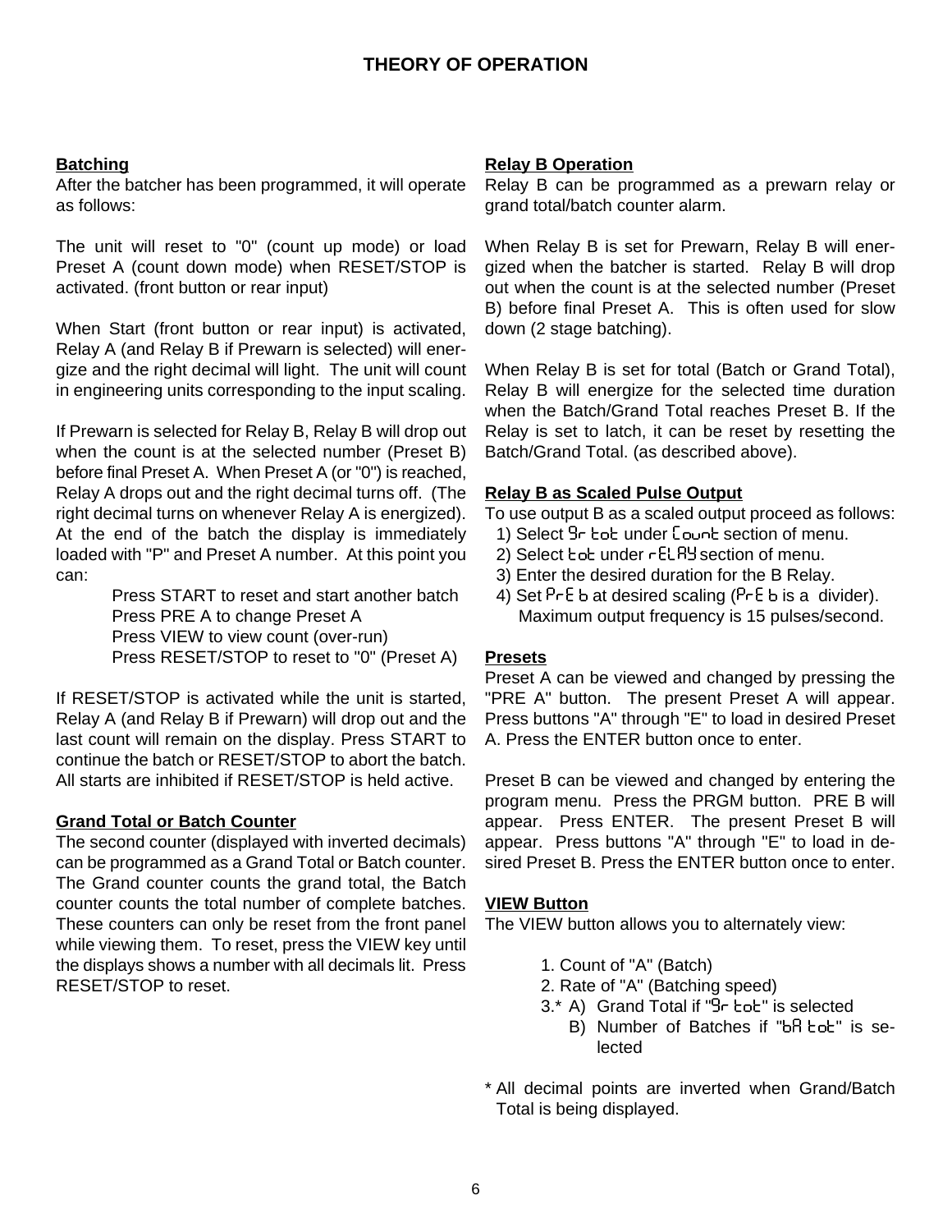# THEORY OF OPERATION

## Batching

After the batcher has been programmed, it will operate as follows:

The unit will reset to "0" (count up mode) or load Preset A (count down mode) when RESET/STOP is activated. (front button or rear input)

When Start (front button or rear input) is activated, Relay A (and Relay B if Prewarn is selected) will energize and the right decimal will light. The unit will count in engineering units corresponding to the input scaling.

If Prewarn is selected for Relay B, Relay B will drop out when the count is at the selected number (Preset B) before final Preset A. When Preset A (or "0") is reached, Relay A drops out and the right decimal turns off. (The right decimal turns on whenever Relay A is energized). At the end of the batch the display is immediately loaded with "P" and Preset A number. At this point you can:

Press START to reset and start another batch
Press PRE A to change Preset A
Press VIEW to view count (over-run)
Press RESET/STOP to reset to "0" (Preset A)

If RESET/STOP is activated while the unit is started, Relay A (and Relay B if Prewarn) will drop out and the last count will remain on the display. Press START to continue the batch or RESET/STOP to abort the batch. All starts are inhibited if RESET/STOP is held active.

## Grand Total or Batch Counter

The second counter (displayed with inverted decimals) can be programmed as a Grand Total or Batch counter. The Grand counter counts the grand total, the Batch counter counts the total number of complete batches. These counters can only be reset from the front panel while viewing them. To reset, press the VIEW key until the displays shows a number with all decimals lit. Press RESET/STOP to reset.

## Relay B Operation

Relay B can be programmed as a prewarn relay or grand total/batch counter alarm.

When Relay B is set for Prewarn, Relay B will energized when the batcher is started. Relay B will drop out when the count is at the selected number (Preset B) before final Preset A. This is often used for slow down (2 stage batching).

When Relay B is set for total (Batch or Grand Total), Relay B will energize for the selected time duration when the Batch/Grand Total reaches Preset B. If the Relay is set to latch, it can be reset by resetting the Batch/Grand Total. (as described above).

## Relay B as Scaled Pulse Output

To use output B as a scaled output proceed as follows:

1) Select Gr tot under Count section of menu.
2) Select tot under rELAY section of menu.
3) Enter the desired duration for the B Relay.
4) Set PrE b at desired scaling (PrE b is a divider). Maximum output frequency is 15 pulses/second.

## Presets

Preset A can be viewed and changed by pressing the "PRE A" button. The present Preset A will appear. Press buttons "A" through "E" to load in desired Preset A. Press the ENTER button once to enter.

Preset B can be viewed and changed by entering the program menu. Press the PRGM button. PRE B will appear. Press ENTER. The present Preset B will appear. Press buttons "A" through "E" to load in desired Preset B. Press the ENTER button once to enter.

## VIEW Button

The VIEW button allows you to alternately view:

1. Count of "A" (Batch)
2. Rate of "A" (Batching speed)
3.* A) Grand Total if "Gr tot" is selected
   B) Number of Batches if "bA tot" is selected

* All decimal points are inverted when Grand/Batch Total is being displayed.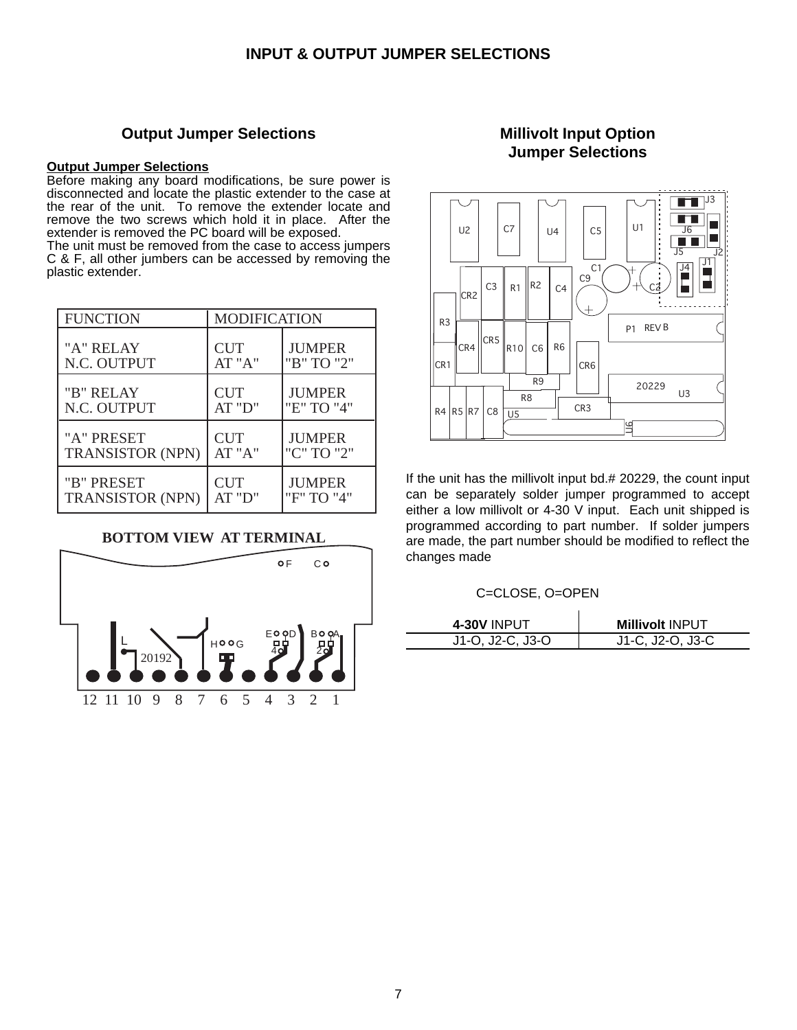# INPUT & OUTPUT JUMPER SELECTIONS

## Output Jumper Selections

**Output Jumper Selections**

Before making any board modifications, be sure power is disconnected and locate the plastic extender to the case at the rear of the unit. To remove the extender locate and remove the two screws which hold it in place. After the extender is removed the PC board will be exposed.

The unit must be removed from the case to access jumpers C & F, all other jumbers can be accessed by removing the plastic extender.

| FUNCTION | MODIFICATION | |
|---|---|---|
| "A" RELAY N.C. OUTPUT | CUT AT "A" | JUMPER "B" TO "2" |
| "B" RELAY N.C. OUTPUT | CUT AT "D" | JUMPER "E" TO "4" |
| "A" PRESET TRANSISTOR (NPN) | CUT AT "A" | JUMPER "C" TO "2" |
| "B" PRESET TRANSISTOR (NPN) | CUT AT "D" | JUMPER "F" TO "4" |

**BOTTOM VIEW AT TERMINAL**

## Millivolt Input Option Jumper Selections

If the unit has the millivolt input bd.# 20229, the count input can be separately solder jumper programmed to accept either a low millivolt or 4-30 V input. Each unit shipped is programmed according to part number. If solder jumpers are made, the part number should be modified to reflect the changes made

C=CLOSE, O=OPEN

| **4-30V** INPUT | **Millivolt** INPUT |
|---|---|
| J1-O, J2-C, J3-O | J1-C, J2-O, J3-C |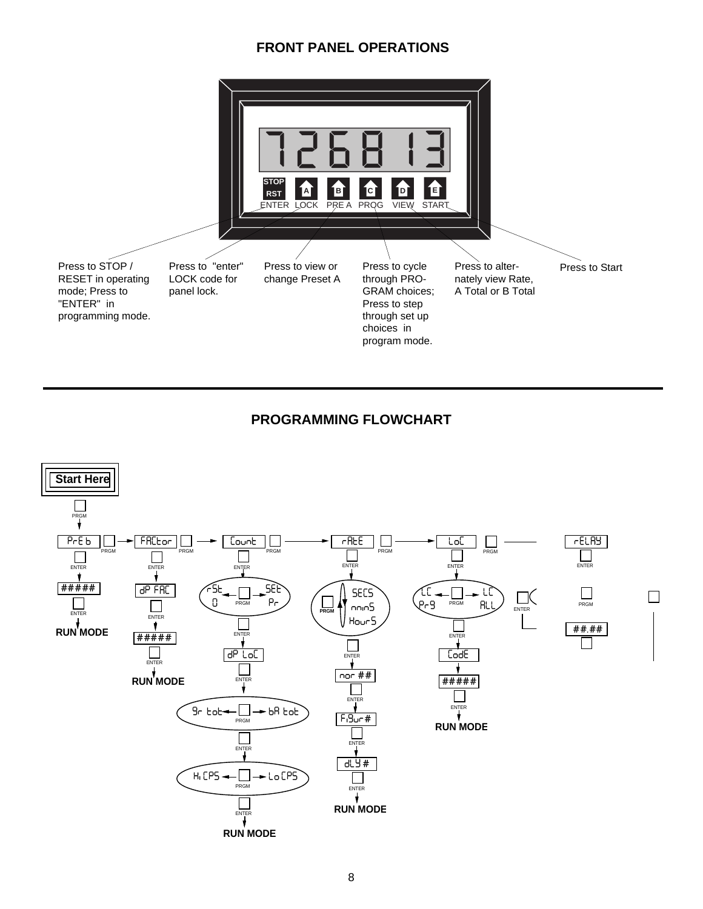## FRONT PANEL OPERATIONS

726813

| STOP / RST | A | B | C | D | E |
|---|---|---|---|---|---|
| ENTER | LOCK | PRE A | PROG | VIEW | START |

- **ENTER:** Press to STOP / RESET in operating mode; Press to "ENTER" in programming mode.
- **LOCK:** Press to "enter" LOCK code for panel lock.
- **PRE A:** Press to view or change Preset A
- **PROG:** Press to cycle through PROGRAM choices; Press to step through set up choices in program mode.
- **VIEW:** Press to alternately view Rate, A Total or B Total
- **START:** Press to Start

---

## PROGRAMMING FLOWCHART

**Start Here**

PRGM

PrE b → PRGM → FACtor → PRGM → Count → PRGM → rAtE → PRGM → LoC → PRGM → rELAY

- **PrE b** — ENTER → ##### — ENTER → **RUN MODE**
- **FACtor** — ENTER → dP FAC — ENTER → ##### — ENTER → **RUN MODE**
- **Count** — ENTER → rSt 0 ← PRGM → SEt Pr — ENTER → dP LoC — ENTER → Gr tot ← PRGM → bA tot — ENTER → Hi CPS ← PRGM → Lo CPS — ENTER → **RUN MODE**
- **rAtE** — ENTER → SECS / mins / HourS (PRGM) — ENTER → nor ## — ENTER → FiGur# — ENTER → dLY # — ENTER → **RUN MODE**
- **LoC** — ENTER → LC PrG ← PRGM → LC ALL — ENTER → CodE → ##### — ENTER → **RUN MODE**
- **rELAY** — ENTER → PRGM → ##.##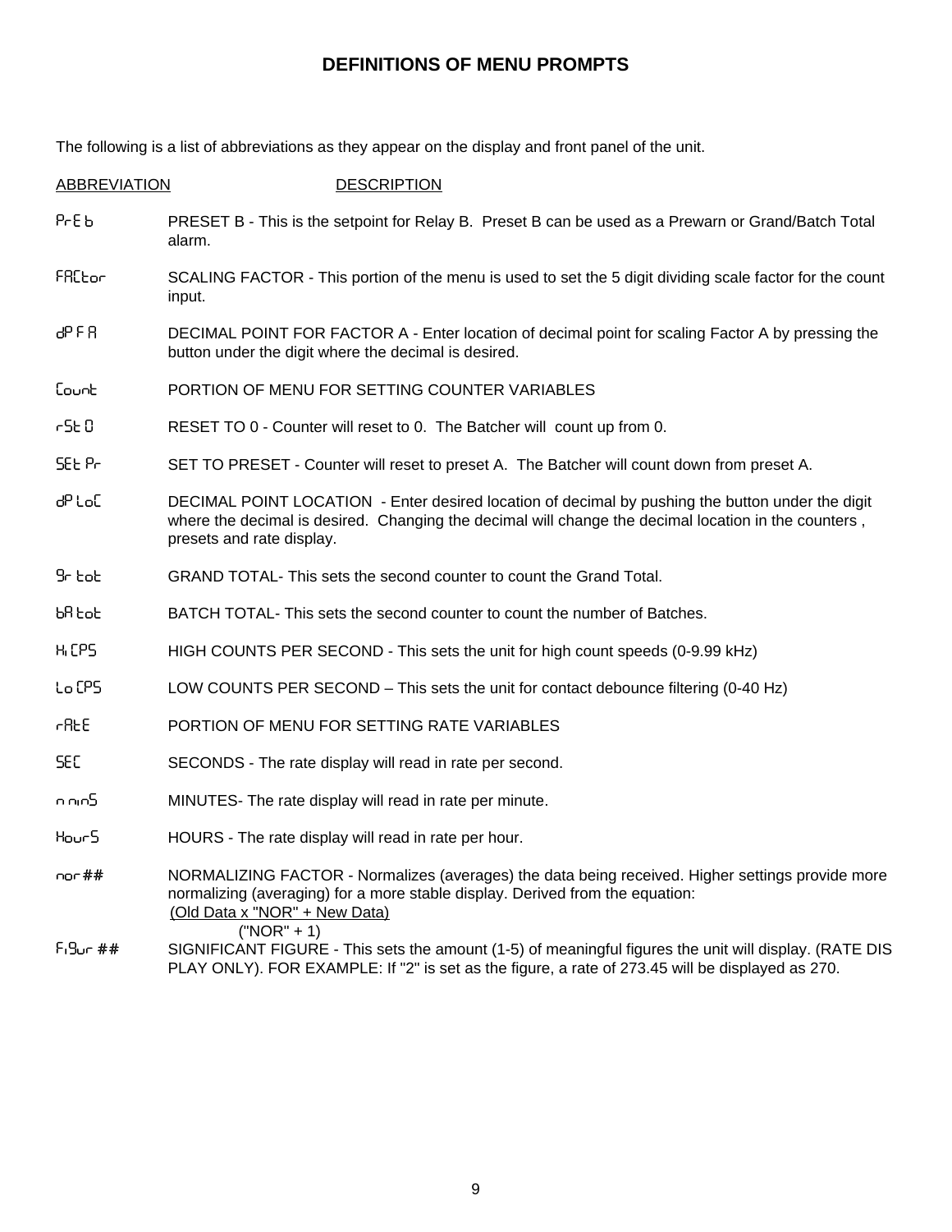# DEFINITIONS OF MENU PROMPTS

The following is a list of abbreviations as they appear on the display and front panel of the unit.

| ABBREVIATION | DESCRIPTION |
|---|---|
| PrE b | PRESET B - This is the setpoint for Relay B. Preset B can be used as a Prewarn or Grand/Batch Total alarm. |
| FACtor | SCALING FACTOR - This portion of the menu is used to set the 5 digit dividing scale factor for the count input. |
| dP F A | DECIMAL POINT FOR FACTOR A - Enter location of decimal point for scaling Factor A by pressing the button under the digit where the decimal is desired. |
| Count | PORTION OF MENU FOR SETTING COUNTER VARIABLES |
| rSt 0 | RESET TO 0 - Counter will reset to 0. The Batcher will count up from 0. |
| SEt Pr | SET TO PRESET - Counter will reset to preset A. The Batcher will count down from preset A. |
| dP LoC | DECIMAL POINT LOCATION - Enter desired location of decimal by pushing the button under the digit where the decimal is desired. Changing the decimal will change the decimal location in the counters , presets and rate display. |
| Gr tot | GRAND TOTAL- This sets the second counter to count the Grand Total. |
| bA tot | BATCH TOTAL- This sets the second counter to count the number of Batches. |
| Hi CPS | HIGH COUNTS PER SECOND - This sets the unit for high count speeds (0-9.99 kHz) |
| Lo CPS | LOW COUNTS PER SECOND – This sets the unit for contact debounce filtering (0-40 Hz) |
| rAtE | PORTION OF MENU FOR SETTING RATE VARIABLES |
| SEC | SECONDS - The rate display will read in rate per second. |
| m inS | MINUTES- The rate display will read in rate per minute. |
| HourS | HOURS - The rate display will read in rate per hour. |
| nor ## | NORMALIZING FACTOR - Normalizes (averages) the data being received. Higher settings provide more normalizing (averaging) for a more stable display. Derived from the equation: $\frac{\text{Old Data x "NOR" + New Data}}{\text{"NOR" + 1}}$ |
| FiGur ## | SIGNIFICANT FIGURE - This sets the amount (1-5) of meaningful figures the unit will display. (RATE DISPLAY ONLY). FOR EXAMPLE: If "2" is set as the figure, a rate of 273.45 will be displayed as 270. |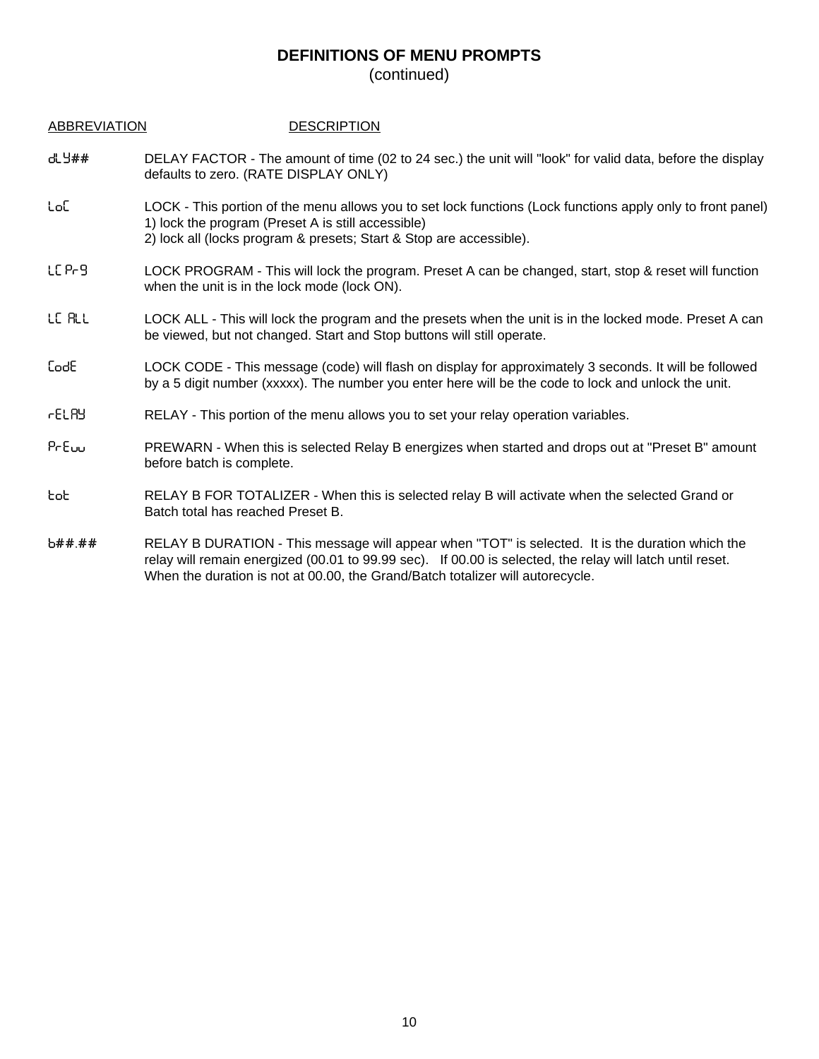# DEFINITIONS OF MENU PROMPTS
(continued)

| ABBREVIATION | DESCRIPTION |
|---|---|
| dLY## | DELAY FACTOR - The amount of time (02 to 24 sec.) the unit will "look" for valid data, before the display defaults to zero. (RATE DISPLAY ONLY) |
| LoC | LOCK - This portion of the menu allows you to set lock functions (Lock functions apply only to front panel) 1) lock the program (Preset A is still accessible) 2) lock all (locks program & presets; Start & Stop are accessible). |
| LC Pr9 | LOCK PROGRAM - This will lock the program. Preset A can be changed, start, stop & reset will function when the unit is in the lock mode (lock ON). |
| LC ALL | LOCK ALL - This will lock the program and the presets when the unit is in the locked mode. Preset A can be viewed, but not changed. Start and Stop buttons will still operate. |
| CodE | LOCK CODE - This message (code) will flash on display for approximately 3 seconds. It will be followed by a 5 digit number (xxxxx). The number you enter here will be the code to lock and unlock the unit. |
| rELAY | RELAY - This portion of the menu allows you to set your relay operation variables. |
| PrEuu | PREWARN - When this is selected Relay B energizes when started and drops out at "Preset B" amount before batch is complete. |
| tot | RELAY B FOR TOTALIZER - When this is selected relay B will activate when the selected Grand or Batch total has reached Preset B. |
| b##.## | RELAY B DURATION - This message will appear when "TOT" is selected. It is the duration which the relay will remain energized (00.01 to 99.99 sec). If 00.00 is selected, the relay will latch until reset. When the duration is not at 00.00, the Grand/Batch totalizer will autorecycle. |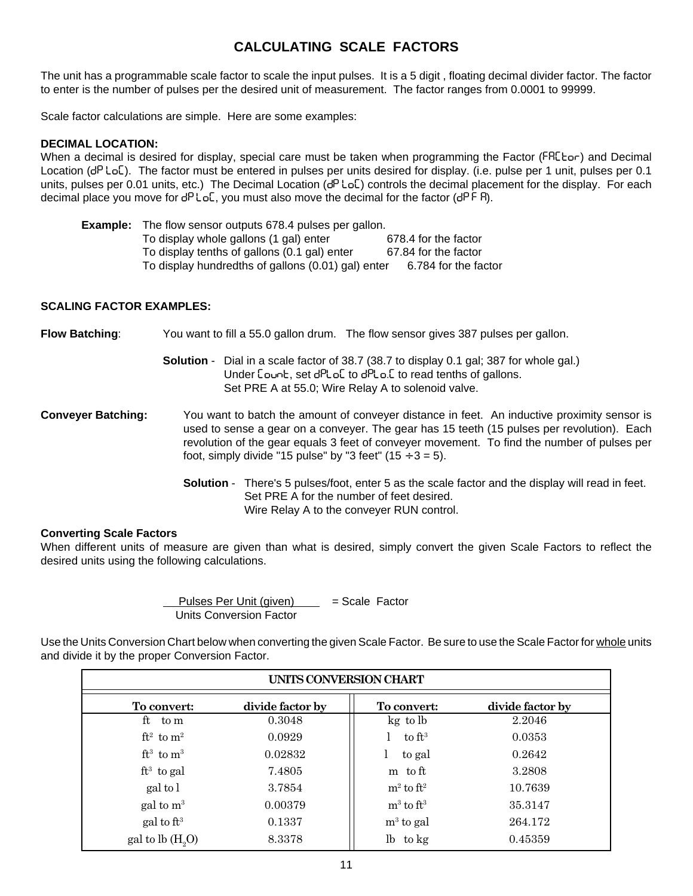# CALCULATING SCALE FACTORS

The unit has a programmable scale factor to scale the input pulses. It is a 5 digit , floating decimal divider factor. The factor to enter is the number of pulses per the desired unit of measurement. The factor ranges from 0.0001 to 99999.

Scale factor calculations are simple. Here are some examples:

**DECIMAL LOCATION:**
When a decimal is desired for display, special care must be taken when programming the Factor (FACtor) and Decimal Location (dP LoC). The factor must be entered in pulses per units desired for display. (i.e. pulse per 1 unit, pulses per 0.1 units, pulses per 0.01 units, etc.) The Decimal Location (dP LoC) controls the decimal placement for the display. For each decimal place you move for dP LoC, you must also move the decimal for the factor (dP F A).

**Example:** The flow sensor outputs 678.4 pulses per gallon.
To display whole gallons (1 gal) enter 678.4 for the factor
To display tenths of gallons (0.1 gal) enter 67.84 for the factor
To display hundredths of gallons (0.01) gal) enter 6.784 for the factor

**SCALING FACTOR EXAMPLES:**

**Flow Batching**: You want to fill a 55.0 gallon drum. The flow sensor gives 387 pulses per gallon.

**Solution** - Dial in a scale factor of 38.7 (38.7 to display 0.1 gal; 387 for whole gal.)
Under Count, set dPLoC to dPLo.C to read tenths of gallons.
Set PRE A at 55.0; Wire Relay A to solenoid valve.

**Conveyer Batching:** You want to batch the amount of conveyer distance in feet. An inductive proximity sensor is used to sense a gear on a conveyer. The gear has 15 teeth (15 pulses per revolution). Each revolution of the gear equals 3 feet of conveyer movement. To find the number of pulses per foot, simply divide "15 pulse" by "3 feet" (15 ÷ 3 = 5).

**Solution** - There's 5 pulses/foot, enter 5 as the scale factor and the display will read in feet.
Set PRE A for the number of feet desired.
Wire Relay A to the conveyer RUN control.

**Converting Scale Factors**
When different units of measure are given than what is desired, simply convert the given Scale Factors to reflect the desired units using the following calculations.

$$\frac{\text{Pulses Per Unit (given)}}{\text{Units Conversion Factor}} = \text{Scale Factor}$$

Use the Units Conversion Chart below when converting the given Scale Factor. Be sure to use the Scale Factor for whole units and divide it by the proper Conversion Factor.

**UNITS CONVERSION CHART**

| To convert: | divide factor by | To convert: | divide factor by |
|---|---|---|---|
| ft to m | 0.3048 | kg to lb | 2.2046 |
| $ft^2$ to $m^2$ | 0.0929 | l to $ft^3$ | 0.0353 |
| $ft^3$ to $m^3$ | 0.02832 | l to gal | 0.2642 |
| $ft^3$ to gal | 7.4805 | m to ft | 3.2808 |
| gal to l | 3.7854 | $m^2$ to $ft^2$ | 10.7639 |
| gal to $m^3$ | 0.00379 | $m^3$ to $ft^3$ | 35.3147 |
| gal to $ft^3$ | 0.1337 | $m^3$ to gal | 264.172 |
| gal to lb ($H_2O$) | 8.3378 | lb to kg | 0.45359 |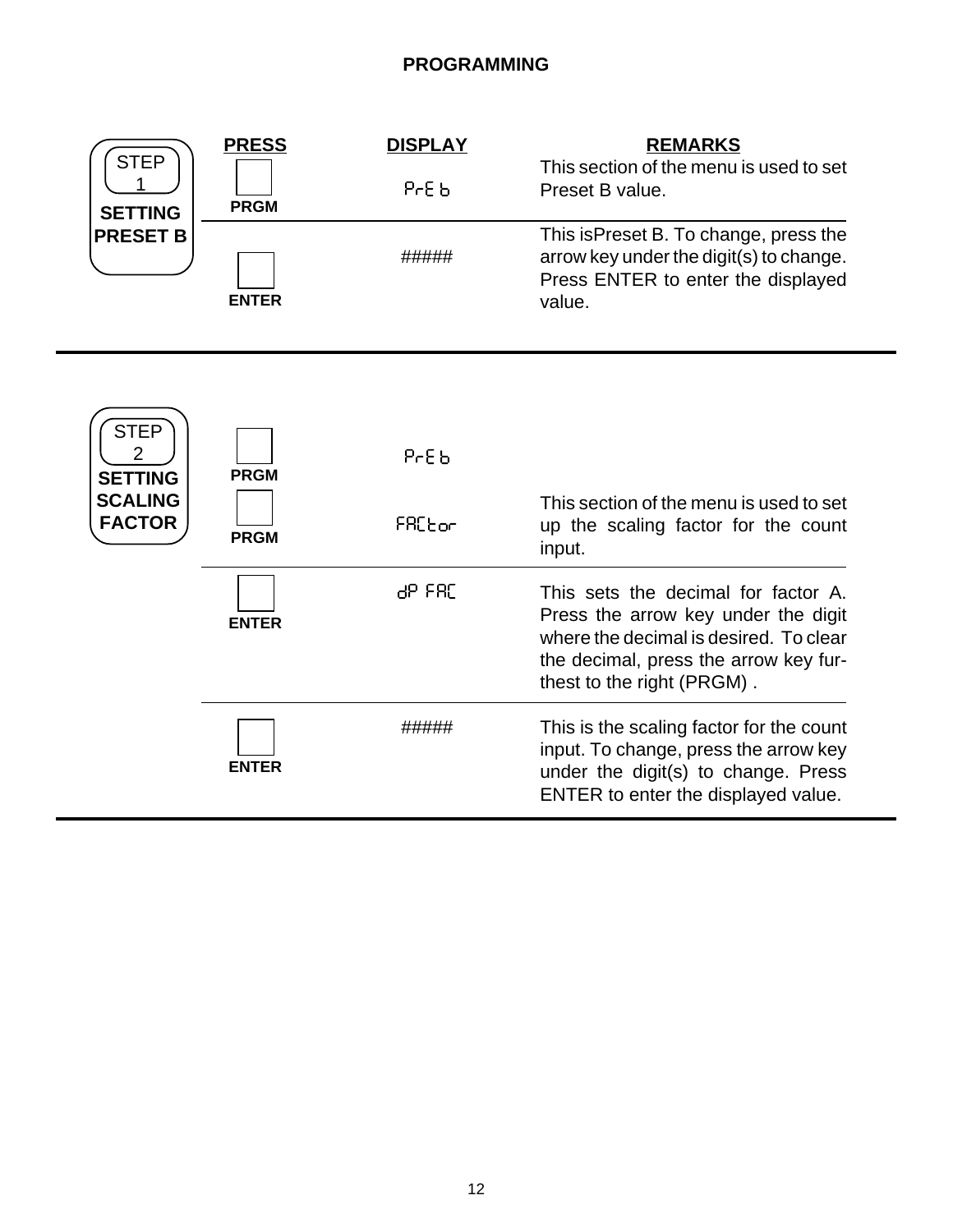# PROGRAMMING

| STEP | PRESS | DISPLAY | REMARKS |
|---|---|---|---|
| STEP 1 **SETTING PRESET B** | PRGM | PrE b | This section of the menu is used to set Preset B value. |
| | ENTER | ##### | This isPreset B. To change, press the arrow key under the digit(s) to change. Press ENTER to enter the displayed value. |

| STEP | PRESS | DISPLAY | REMARKS |
|---|---|---|---|
| STEP 2 **SETTING SCALING FACTOR** | PRGM | PrE b | |
| | PRGM | FACtor | This section of the menu is used to set up the scaling factor for the count input. |
| | ENTER | dP FAC | This sets the decimal for factor A. Press the arrow key under the digit where the decimal is desired. To clear the decimal, press the arrow key furthest to the right (PRGM) . |
| | ENTER | ##### | This is the scaling factor for the count input. To change, press the arrow key under the digit(s) to change. Press ENTER to enter the displayed value. |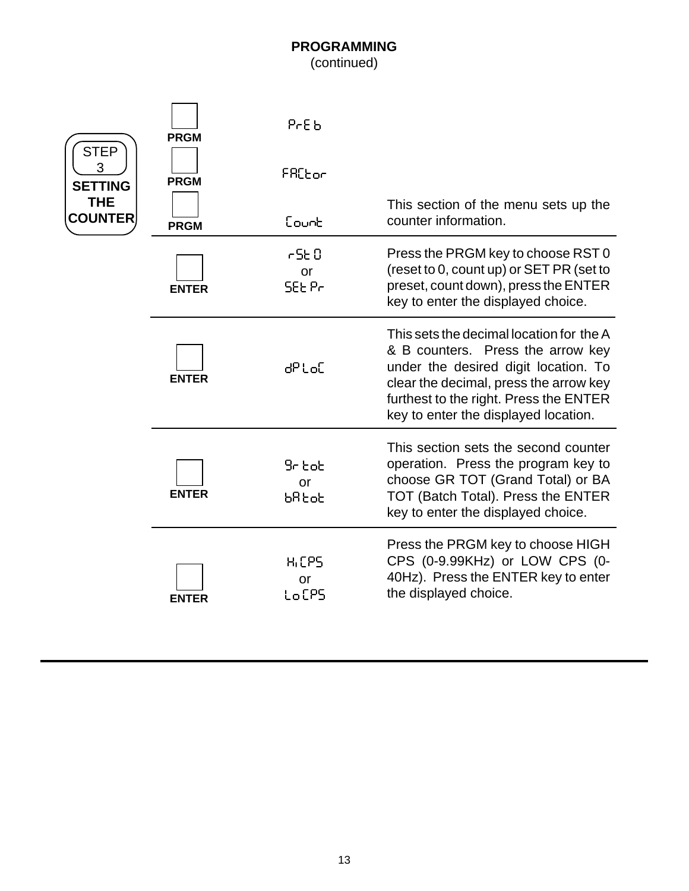## PROGRAMMING
(continued)

**STEP 3 — SETTING THE COUNTER**

| Key | Display | Description |
|---|---|---|
| PRGM | PrE b | |
| PRGM | FACtor | |
| PRGM | Count | This section of the menu sets up the counter information. |
| ENTER | rSt 0 or SEt Pr | Press the PRGM key to choose RST 0 (reset to 0, count up) or SET PR (set to preset, count down), press the ENTER key to enter the displayed choice. |
| ENTER | dP LoC | This sets the decimal location for the A & B counters. Press the arrow key under the desired digit location. To clear the decimal, press the arrow key furthest to the right. Press the ENTER key to enter the displayed location. |
| ENTER | Gr tot or bA tot | This section sets the second counter operation. Press the program key to choose GR TOT (Grand Total) or BA TOT (Batch Total). Press the ENTER key to enter the displayed choice. |
| ENTER | Hi CPS or Lo CPS | Press the PRGM key to choose HIGH CPS (0-9.99KHz) or LOW CPS (0-40Hz). Press the ENTER key to enter the displayed choice. |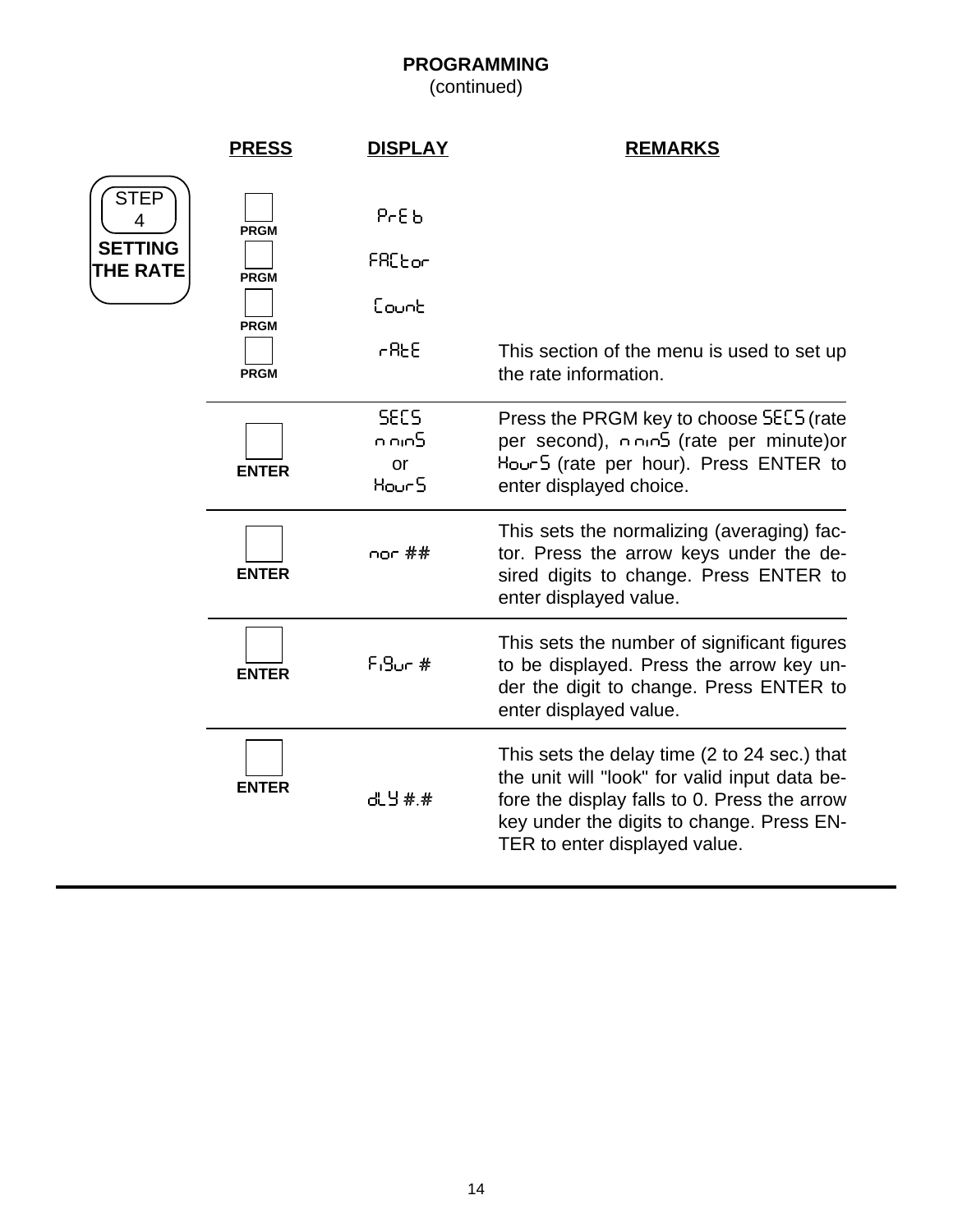## PROGRAMMING
(continued)

**STEP 4 — SETTING THE RATE**

| PRESS | DISPLAY | REMARKS |
|---|---|---|
| PRGM | PrE b | |
| PRGM | FACtor | |
| PRGM | Count | |
| PRGM | rAtE | This section of the menu is used to set up the rate information. |
| ENTER | SECS<br>n nin5<br>or<br>HourS | Press the PRGM key to choose SECS (rate per second), n nin5 (rate per minute)or HourS (rate per hour). Press ENTER to enter displayed choice. |
| ENTER | nor ## | This sets the normalizing (averaging) factor. Press the arrow keys under the desired digits to change. Press ENTER to enter displayed value. |
| ENTER | FiGur # | This sets the number of significant figures to be displayed. Press the arrow key under the digit to change. Press ENTER to enter displayed value. |
| ENTER | dLY #.# | This sets the delay time (2 to 24 sec.) that the unit will "look" for valid input data before the display falls to 0. Press the arrow key under the digits to change. Press ENTER to enter displayed value. |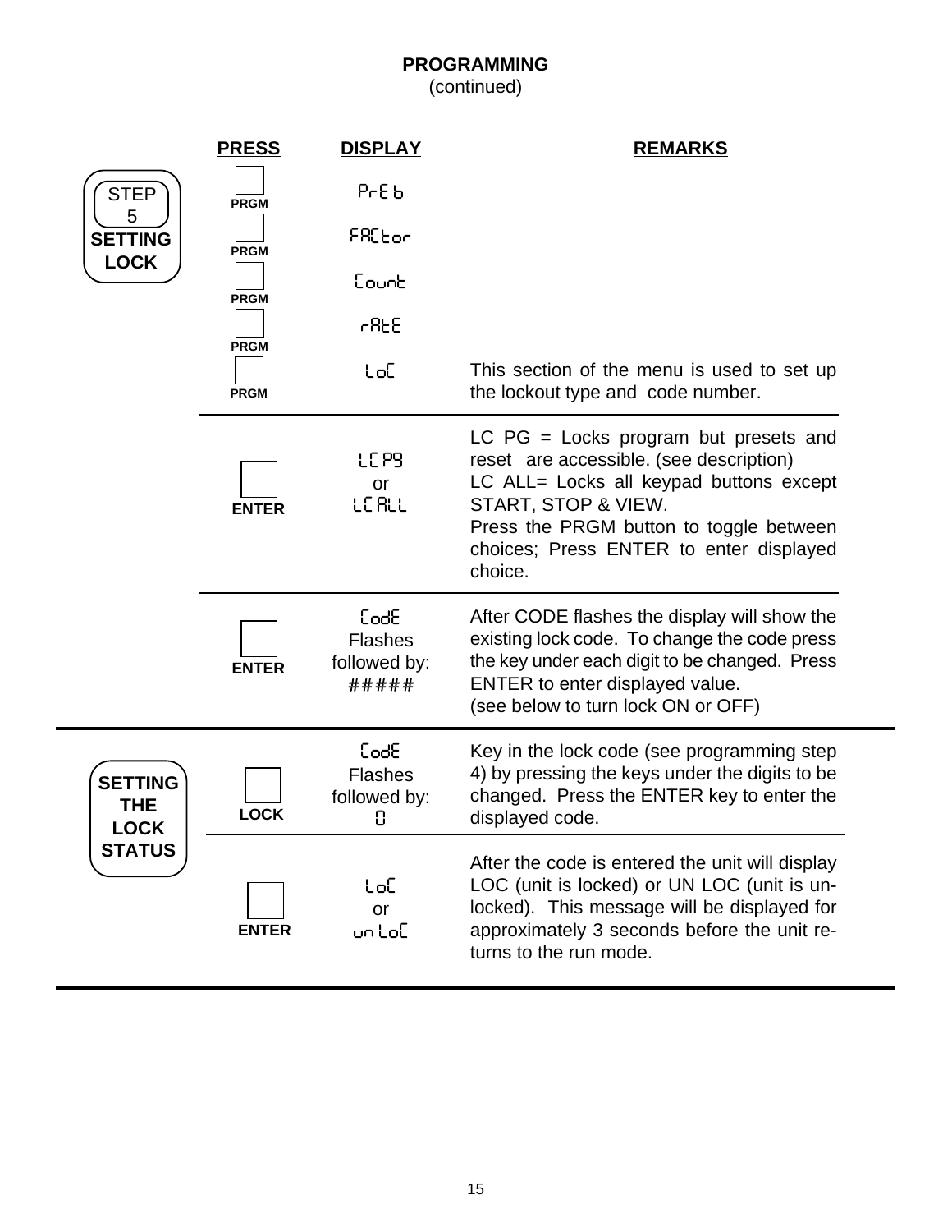# PROGRAMMING
(continued)

| | PRESS | DISPLAY | REMARKS |
|---|---|---|---|
| STEP 5 **SETTING LOCK** | PRGM | PrE b | |
| | PRGM | FACtor | |
| | PRGM | Count | |
| | PRGM | rAtE | |
| | PRGM | LoC | This section of the menu is used to set up the lockout type and code number. |
| | ENTER | LC PG or LC ALL | LC PG = Locks program but presets and reset are accessible. (see description) LC ALL= Locks all keypad buttons except START, STOP & VIEW. Press the PRGM button to toggle between choices; Press ENTER to enter displayed choice. |
| | ENTER | CodE Flashes followed by: ##### | After CODE flashes the display will show the existing lock code. To change the code press the key under each digit to be changed. Press ENTER to enter displayed value. (see below to turn lock ON or OFF) |
| **SETTING THE LOCK STATUS** | LOCK | CodE Flashes followed by: 0 | Key in the lock code (see programming step 4) by pressing the keys under the digits to be changed. Press the ENTER key to enter the displayed code. |
| | ENTER | LoC or un LoC | After the code is entered the unit will display LOC (unit is locked) or UN LOC (unit is un-locked). This message will be displayed for approximately 3 seconds before the unit re-turns to the run mode. |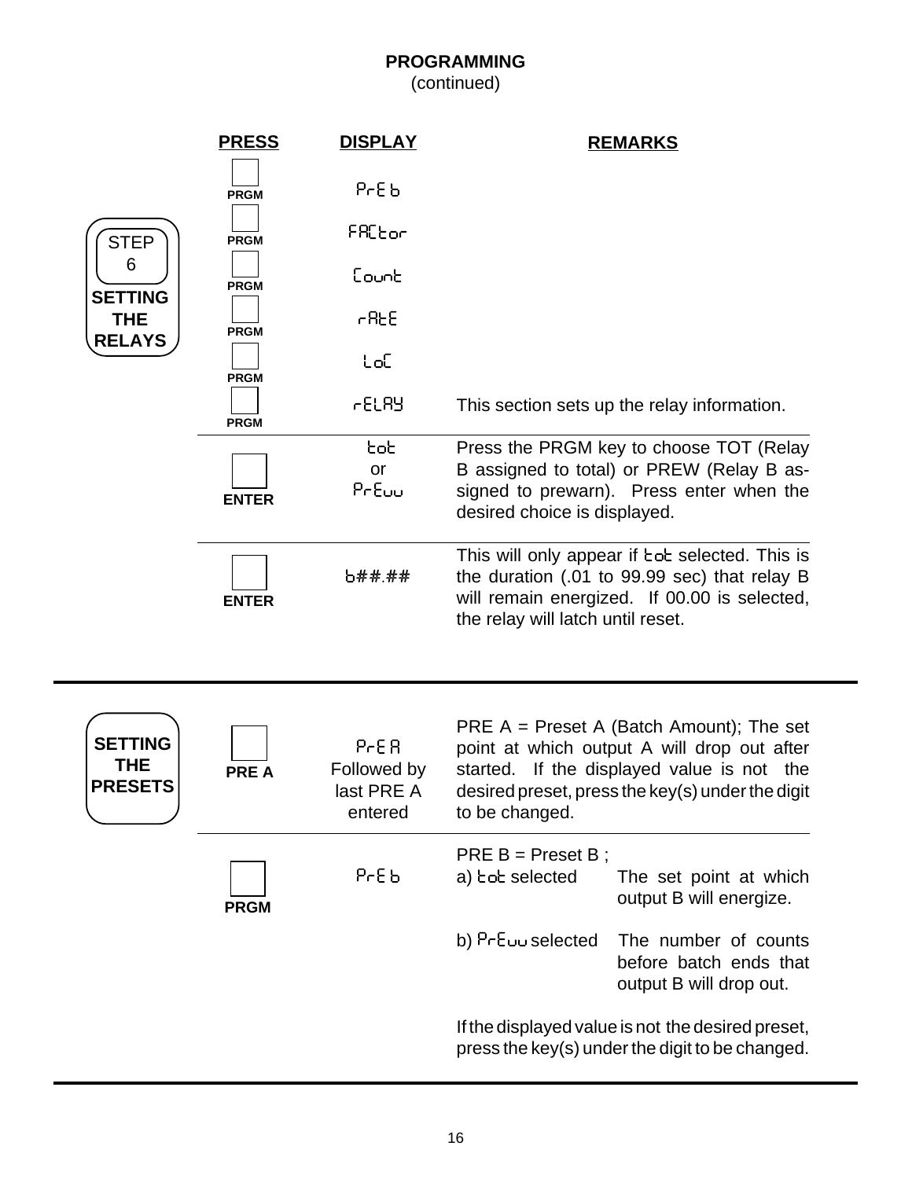# PROGRAMMING
(continued)

**STEP 6 — SETTING THE RELAYS**

| PRESS | DISPLAY | REMARKS |
|---|---|---|
| PRGM | PrE b | |
| PRGM | FACtor | |
| PRGM | Count | |
| PRGM | rAtE | |
| PRGM | LoC | |
| PRGM | rELAY | This section sets up the relay information. |
| ENTER | tot or PrEuu | Press the PRGM key to choose TOT (Relay B assigned to total) or PREW (Relay B assigned to prewarn). Press enter when the desired choice is displayed. |
| ENTER | b##.## | This will only appear if tot selected. This is the duration (.01 to 99.99 sec) that relay B will remain energized. If 00.00 is selected, the relay will latch until reset. |

**SETTING THE PRESETS**

| PRESS | DISPLAY | REMARKS |
|---|---|---|
| PRE A | PrE A Followed by last PRE A entered | PRE A = Preset A (Batch Amount); The set point at which output A will drop out after started. If the displayed value is not the desired preset, press the key(s) under the digit to be changed. |
| PRGM | PrE b | PRE B = Preset B ; a) tot selected — The set point at which output B will energize. b) PrEuu selected — The number of counts before batch ends that output B will drop out. If the displayed value is not the desired preset, press the key(s) under the digit to be changed. |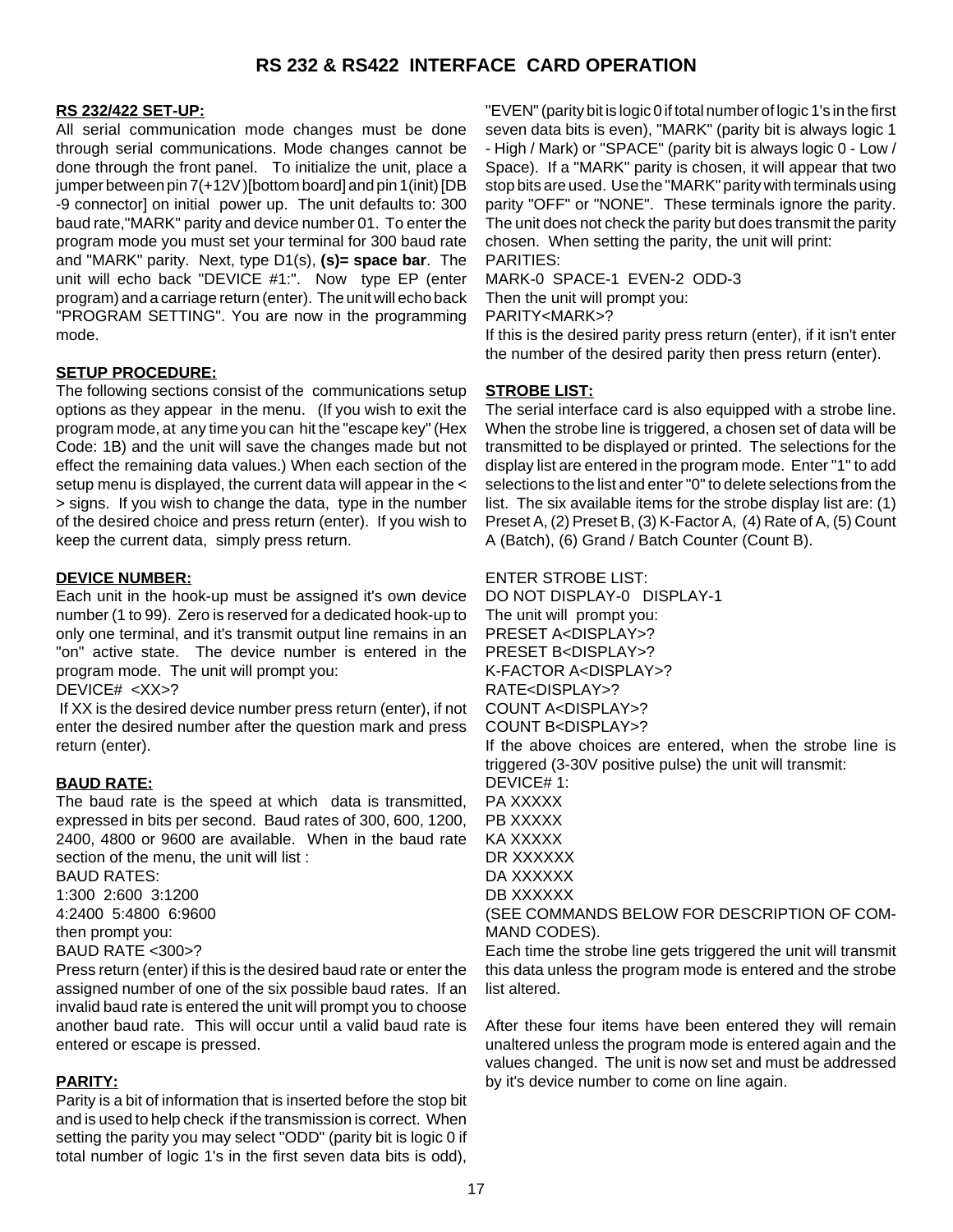# RS 232 & RS422 INTERFACE CARD OPERATION

**RS 232/422 SET-UP:**

All serial communication mode changes must be done through serial communications. Mode changes cannot be done through the front panel. To initialize the unit, place a jumper between pin 7(+12V)[bottom board] and pin 1(init) [DB -9 connector] on initial power up. The unit defaults to: 300 baud rate,"MARK" parity and device number 01. To enter the program mode you must set your terminal for 300 baud rate and "MARK" parity. Next, type D1(s), **(s)= space bar**. The unit will echo back "DEVICE #1:". Now type EP (enter program) and a carriage return (enter). The unit will echo back "PROGRAM SETTING". You are now in the programming mode.

**SETUP PROCEDURE:**

The following sections consist of the communications setup options as they appear in the menu. (If you wish to exit the program mode, at any time you can hit the "escape key" (Hex Code: 1B) and the unit will save the changes made but not effect the remaining data values.) When each section of the setup menu is displayed, the current data will appear in the < > signs. If you wish to change the data, type in the number of the desired choice and press return (enter). If you wish to keep the current data, simply press return.

**DEVICE NUMBER:**

Each unit in the hook-up must be assigned it's own device number (1 to 99). Zero is reserved for a dedicated hook-up to only one terminal, and it's transmit output line remains in an "on" active state. The device number is entered in the program mode. The unit will prompt you:

DEVICE# <XX>?

If XX is the desired device number press return (enter), if not enter the desired number after the question mark and press return (enter).

**BAUD RATE:**

The baud rate is the speed at which data is transmitted, expressed in bits per second. Baud rates of 300, 600, 1200, 2400, 4800 or 9600 are available. When in the baud rate section of the menu, the unit will list :

BAUD RATES:
1:300 2:600 3:1200
4:2400 5:4800 6:9600
then prompt you:
BAUD RATE <300>?

Press return (enter) if this is the desired baud rate or enter the assigned number of one of the six possible baud rates. If an invalid baud rate is entered the unit will prompt you to choose another baud rate. This will occur until a valid baud rate is entered or escape is pressed.

**PARITY:**

Parity is a bit of information that is inserted before the stop bit and is used to help check if the transmission is correct. When setting the parity you may select "ODD" (parity bit is logic 0 if total number of logic 1's in the first seven data bits is odd), "EVEN" (parity bit is logic 0 if total number of logic 1's in the first seven data bits is even), "MARK" (parity bit is always logic 1 - High / Mark) or "SPACE" (parity bit is always logic 0 - Low / Space). If a "MARK" parity is chosen, it will appear that two stop bits are used. Use the "MARK" parity with terminals using parity "OFF" or "NONE". These terminals ignore the parity. The unit does not check the parity but does transmit the parity chosen. When setting the parity, the unit will print:

PARITIES:
MARK-0 SPACE-1 EVEN-2 ODD-3
Then the unit will prompt you:
PARITY<MARK>?

If this is the desired parity press return (enter), if it isn't enter the number of the desired parity then press return (enter).

**STROBE LIST:**

The serial interface card is also equipped with a strobe line. When the strobe line is triggered, a chosen set of data will be transmitted to be displayed or printed. The selections for the display list are entered in the program mode. Enter "1" to add selections to the list and enter "0" to delete selections from the list. The six available items for the strobe display list are: (1) Preset A, (2) Preset B, (3) K-Factor A, (4) Rate of A, (5) Count A (Batch), (6) Grand / Batch Counter (Count B).

ENTER STROBE LIST:
DO NOT DISPLAY-0 DISPLAY-1
The unit will prompt you:
PRESET A<DISPLAY>?
PRESET B<DISPLAY>?
K-FACTOR A<DISPLAY>?
RATE<DISPLAY>?
COUNT A<DISPLAY>?
COUNT B<DISPLAY>?

If the above choices are entered, when the strobe line is triggered (3-30V positive pulse) the unit will transmit:

DEVICE# 1:
PA XXXXX
PB XXXXX
KA XXXXX
DR XXXXXX
DA XXXXXX
DB XXXXXX

(SEE COMMANDS BELOW FOR DESCRIPTION OF COMMAND CODES).

Each time the strobe line gets triggered the unit will transmit this data unless the program mode is entered and the strobe list altered.

After these four items have been entered they will remain unaltered unless the program mode is entered again and the values changed. The unit is now set and must be addressed by it's device number to come on line again.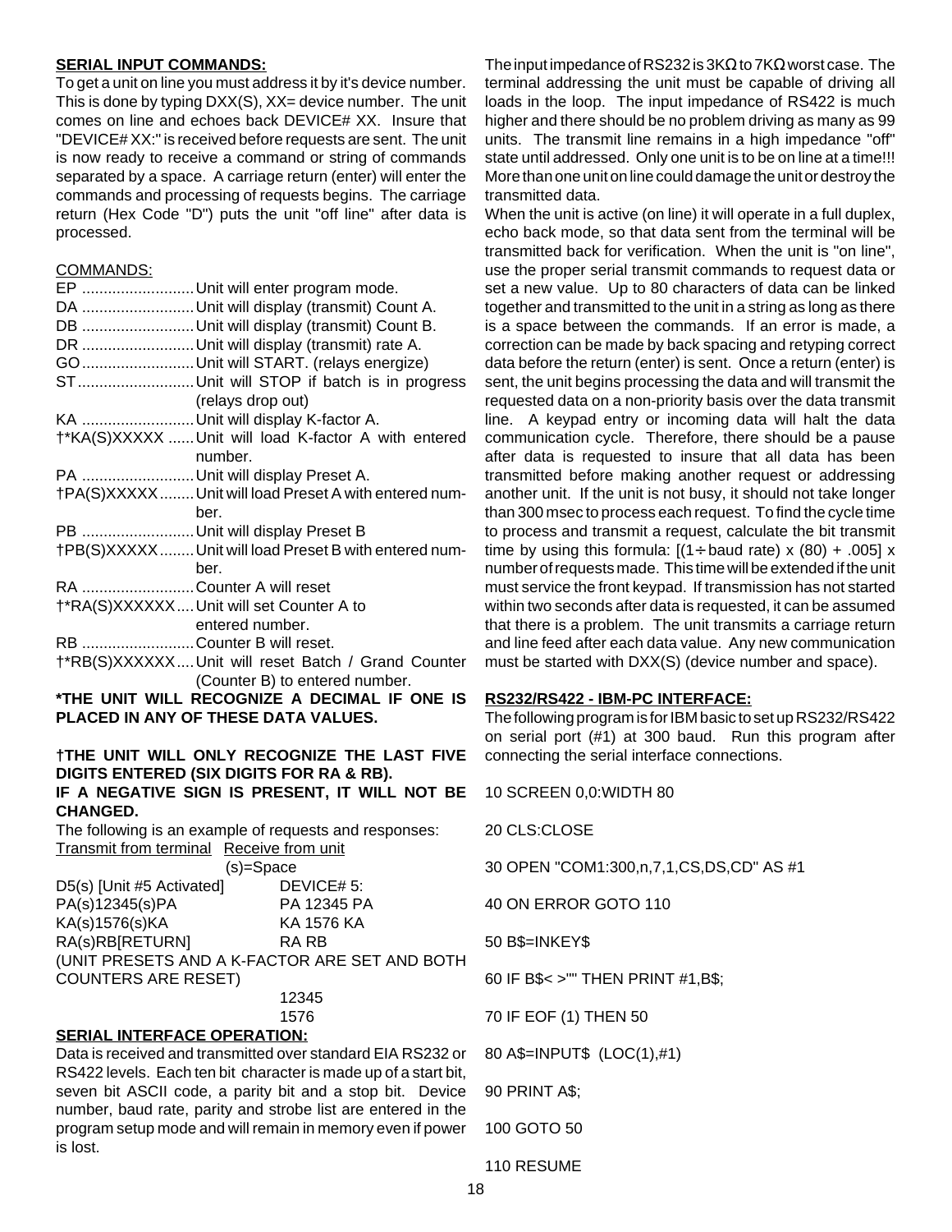**SERIAL INPUT COMMANDS:**

To get a unit on line you must address it by it's device number. This is done by typing DXX(S), XX= device number. The unit comes on line and echoes back DEVICE# XX. Insure that "DEVICE# XX:" is received before requests are sent. The unit is now ready to receive a command or string of commands separated by a space. A carriage return (enter) will enter the commands and processing of requests begins. The carriage return (Hex Code "D") puts the unit "off line" after data is processed.

COMMANDS:

| | |
|---|---|
| EP | Unit will enter program mode. |
| DA | Unit will display (transmit) Count A. |
| DB | Unit will display (transmit) Count B. |
| DR | Unit will display (transmit) rate A. |
| GO | Unit will START. (relays energize) |
| ST | Unit will STOP if batch is in progress (relays drop out) |
| KA | Unit will display K-factor A. |
| †*KA(S)XXXXX | Unit will load K-factor A with entered number. |
| PA | Unit will display Preset A. |
| †PA(S)XXXXX | Unit will load Preset A with entered number. |
| PB | Unit will display Preset B |
| †PB(S)XXXXX | Unit will load Preset B with entered number. |
| RA | Counter A will reset |
| †*RA(S)XXXXXX | Unit will set Counter A to entered number. |
| RB | Counter B will reset. |
| †*RB(S)XXXXXX | Unit will reset Batch / Grand Counter (Counter B) to entered number. |

**\*THE UNIT WILL RECOGNIZE A DECIMAL IF ONE IS PLACED IN ANY OF THESE DATA VALUES.**

**†THE UNIT WILL ONLY RECOGNIZE THE LAST FIVE DIGITS ENTERED (SIX DIGITS FOR RA & RB).**
**IF A NEGATIVE SIGN IS PRESENT, IT WILL NOT BE CHANGED.**

The following is an example of requests and responses:

| Transmit from terminal | Receive from unit (s)=Space |
|---|---|
| D5(s) [Unit #5 Activated] | DEVICE# 5: |
| PA(s)12345(s)PA | PA 12345 PA |
| KA(s)1576(s)KA | KA 1576 KA |
| RA(s)RB[RETURN] | RA RB |

(UNIT PRESETS AND A K-FACTOR ARE SET AND BOTH COUNTERS ARE RESET)

12345
1576

**SERIAL INTERFACE OPERATION:**

Data is received and transmitted over standard EIA RS232 or RS422 levels. Each ten bit character is made up of a start bit, seven bit ASCII code, a parity bit and a stop bit. Device number, baud rate, parity and strobe list are entered in the program setup mode and will remain in memory even if power is lost.

The input impedance of RS232 is 3KΩ to 7KΩ worst case. The terminal addressing the unit must be capable of driving all loads in the loop. The input impedance of RS422 is much higher and there should be no problem driving as many as 99 units. The transmit line remains in a high impedance "off" state until addressed. Only one unit is to be on line at a time!!! More than one unit on line could damage the unit or destroy the transmitted data.

When the unit is active (on line) it will operate in a full duplex, echo back mode, so that data sent from the terminal will be transmitted back for verification. When the unit is "on line", use the proper serial transmit commands to request data or set a new value. Up to 80 characters of data can be linked together and transmitted to the unit in a string as long as there is a space between the commands. If an error is made, a correction can be made by back spacing and retyping correct data before the return (enter) is sent. Once a return (enter) is sent, the unit begins processing the data and will transmit the requested data on a non-priority basis over the data transmit line. A keypad entry or incoming data will halt the data communication cycle. Therefore, there should be a pause after data is requested to insure that all data has been transmitted before making another request or addressing another unit. If the unit is not busy, it should not take longer than 300 msec to process each request. To find the cycle time to process and transmit a request, calculate the bit transmit time by using this formula: $[(1 \div \text{baud rate}) \times (80) + .005] \times$ number of requests made. This time will be extended if the unit must service the front keypad. If transmission has not started within two seconds after data is requested, it can be assumed that there is a problem. The unit transmits a carriage return and line feed after each data value. Any new communication must be started with DXX(S) (device number and space).

**RS232/RS422 - IBM-PC INTERFACE:**

The following program is for IBM basic to set up RS232/RS422 on serial port (#1) at 300 baud. Run this program after connecting the serial interface connections.

```
10 SCREEN 0,0:WIDTH 80

20 CLS:CLOSE

30 OPEN "COM1:300,n,7,1,CS,DS,CD" AS #1

40 ON ERROR GOTO 110

50 B$=INKEY$

60 IF B$< >"" THEN PRINT #1,B$;

70 IF EOF (1) THEN 50

80 A$=INPUT$  (LOC(1),#1)

90 PRINT A$;

100 GOTO 50

110 RESUME
```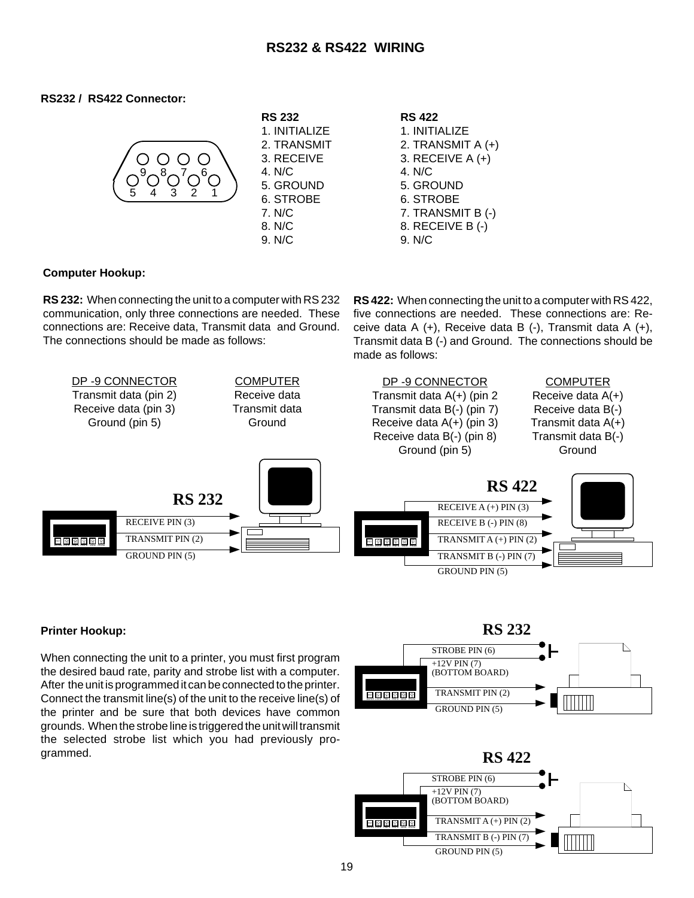# RS232 & RS422 WIRING

**RS232 / RS422 Connector:**

| Pin | RS 232 | RS 422 |
|---|---|---|
| 1 | INITIALIZE | INITIALIZE |
| 2 | TRANSMIT | TRANSMIT A (+) |
| 3 | RECEIVE | RECEIVE A (+) |
| 4 | N/C | N/C |
| 5 | GROUND | GROUND |
| 6 | STROBE | STROBE |
| 7 | N/C | TRANSMIT B (-) |
| 8 | N/C | RECEIVE B (-) |
| 9 | N/C | N/C |

**Computer Hookup:**

**RS 232:** When connecting the unit to a computer with RS 232 communication, only three connections are needed. These connections are: Receive data, Transmit data and Ground. The connections should be made as follows:

| DP -9 CONNECTOR | COMPUTER |
|---|---|
| Transmit data (pin 2) | Receive data |
| Receive data (pin 3) | Transmit data |
| Ground (pin 5) | Ground |

**RS 232**

RECEIVE PIN (3)
TRANSMIT PIN (2)
GROUND PIN (5)

**RS 422:** When connecting the unit to a computer with RS 422, five connections are needed. These connections are: Receive data A (+), Receive data B (-), Transmit data A (+), Transmit data B (-) and Ground. The connections should be made as follows:

| DP -9 CONNECTOR | COMPUTER |
|---|---|
| Transmit data A(+) (pin 2 | Receive data A(+) |
| Transmit data B(-) (pin 7) | Receive data B(-) |
| Receive data A(+) (pin 3) | Transmit data A(+) |
| Receive data B(-) (pin 8) | Transmit data B(-) |
| Ground (pin 5) | Ground |

**RS 422**

RECEIVE A (+) PIN (3)
RECEIVE B (-) PIN (8)
TRANSMIT A (+) PIN (2)
TRANSMIT B (-) PIN (7)
GROUND PIN (5)

**Printer Hookup:**

When connecting the unit to a printer, you must first program the desired baud rate, parity and strobe list with a computer. After the unit is programmed it can be connected to the printer. Connect the transmit line(s) of the unit to the receive line(s) of the printer and be sure that both devices have common grounds. When the strobe line is triggered the unit will transmit the selected strobe list which you had previously programmed.

**RS 232**

STROBE PIN (6)
+12V PIN (7) (BOTTOM BOARD)
TRANSMIT PIN (2)
GROUND PIN (5)

**RS 422**

STROBE PIN (6)
+12V PIN (7) (BOTTOM BOARD)
TRANSMIT A (+) PIN (2)
TRANSMIT B (-) PIN (7)
GROUND PIN (5)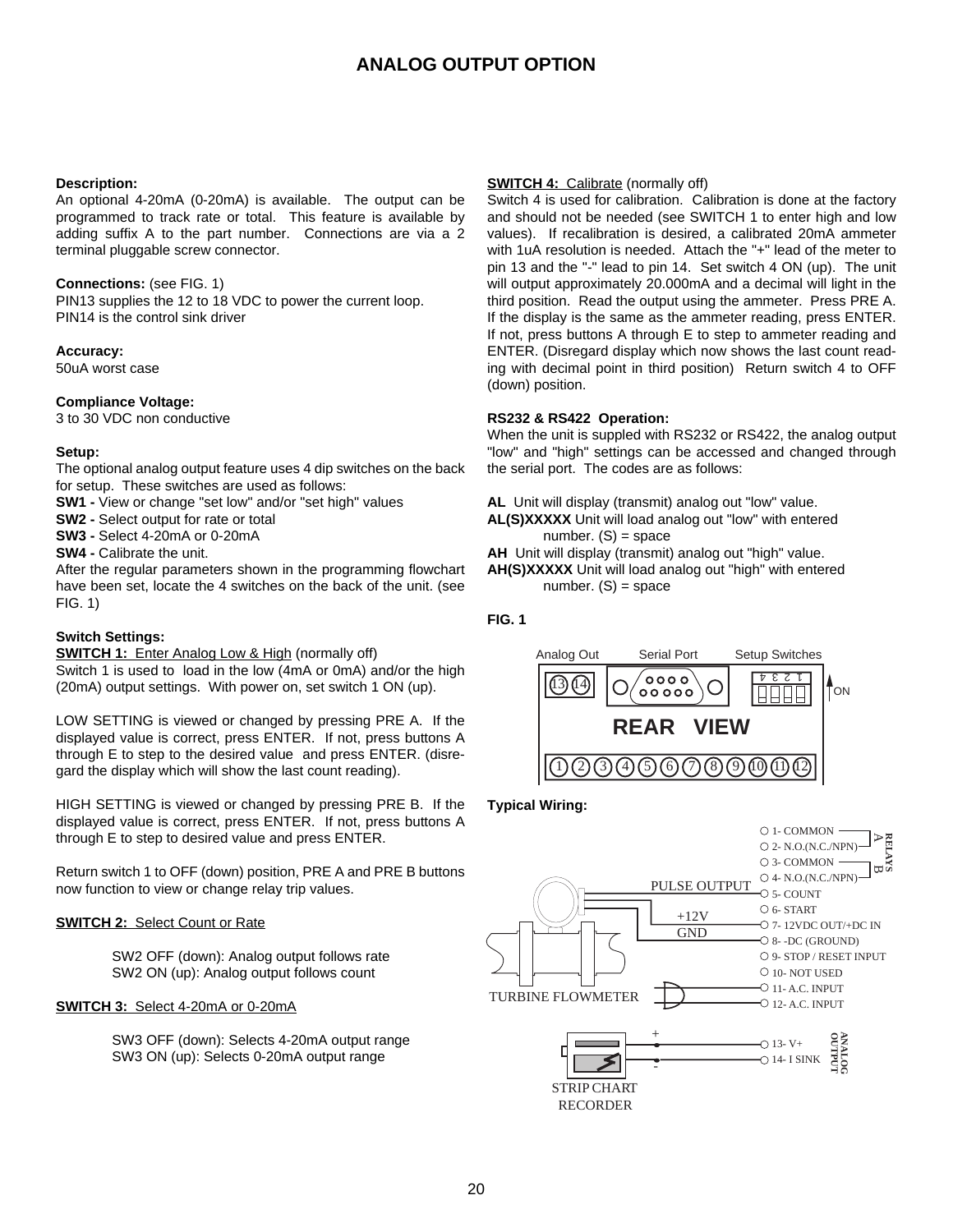# ANALOG OUTPUT OPTION

**Description:**
An optional 4-20mA (0-20mA) is available. The output can be programmed to track rate or total. This feature is available by adding suffix A to the part number. Connections are via a 2 terminal pluggable screw connector.

**Connections:** (see FIG. 1)
PIN13 supplies the 12 to 18 VDC to power the current loop.
PIN14 is the control sink driver

**Accuracy:**
50uA worst case

**Compliance Voltage:**
3 to 30 VDC non conductive

**Setup:**
The optional analog output feature uses 4 dip switches on the back for setup. These switches are used as follows:
**SW1 -** View or change "set low" and/or "set high" values
**SW2 -** Select output for rate or total
**SW3 -** Select 4-20mA or 0-20mA
**SW4 -** Calibrate the unit.
After the regular parameters shown in the programming flowchart have been set, locate the 4 switches on the back of the unit. (see FIG. 1)

**Switch Settings:**
**SWITCH 1:** Enter Analog Low & High (normally off)
Switch 1 is used to load in the low (4mA or 0mA) and/or the high (20mA) output settings. With power on, set switch 1 ON (up).

LOW SETTING is viewed or changed by pressing PRE A. If the displayed value is correct, press ENTER. If not, press buttons A through E to step to the desired value and press ENTER. (disregard the display which will show the last count reading).

HIGH SETTING is viewed or changed by pressing PRE B. If the displayed value is correct, press ENTER. If not, press buttons A through E to step to desired value and press ENTER.

Return switch 1 to OFF (down) position, PRE A and PRE B buttons now function to view or change relay trip values.

**SWITCH 2:** Select Count or Rate

SW2 OFF (down): Analog output follows rate
SW2 ON (up): Analog output follows count

**SWITCH 3:** Select 4-20mA or 0-20mA

SW3 OFF (down): Selects 4-20mA output range
SW3 ON (up): Selects 0-20mA output range

**SWITCH 4:** Calibrate (normally off)
Switch 4 is used for calibration. Calibration is done at the factory and should not be needed (see SWITCH 1 to enter high and low values). If recalibration is desired, a calibrated 20mA ammeter with 1uA resolution is needed. Attach the "+" lead of the meter to pin 13 and the "-" lead to pin 14. Set switch 4 ON (up). The unit will output approximately 20.000mA and a decimal will light in the third position. Read the output using the ammeter. Press PRE A. If the display is the same as the ammeter reading, press ENTER. If not, press buttons A through E to step to ammeter reading and ENTER. (Disregard display which now shows the last count reading with decimal point in third position) Return switch 4 to OFF (down) position.

**RS232 & RS422 Operation:**
When the unit is suppled with RS232 or RS422, the analog output "low" and "high" settings can be accessed and changed through the serial port. The codes are as follows:

**AL** Unit will display (transmit) analog out "low" value.
**AL(S)XXXXX** Unit will load analog out "low" with entered number. (S) = space
**AH** Unit will display (transmit) analog out "high" value.
**AH(S)XXXXX** Unit will load analog out "high" with entered number. (S) = space

**FIG. 1**

Analog Out — Serial Port — Setup Switches (1 2 3 4, ON)

REAR VIEW

Terminals: 13 14; 1 2 3 4 5 6 7 8 9 10 11 12

**Typical Wiring:**

RELAYS A: 1- COMMON, 2- N.O.(N.C./NPN)
RELAYS B: 3- COMMON, 4- N.O.(N.C./NPN)
PULSE OUTPUT → 5- COUNT
6- START
+12V → 7- 12VDC OUT/+DC IN
GND → 8- -DC (GROUND)
9- STOP / RESET INPUT
10- NOT USED
11- A.C. INPUT
12- A.C. INPUT

TURBINE FLOWMETER

ANALOG OUTPUT: 13- V+ (+), 14- I SINK (-)

STRIP CHART RECORDER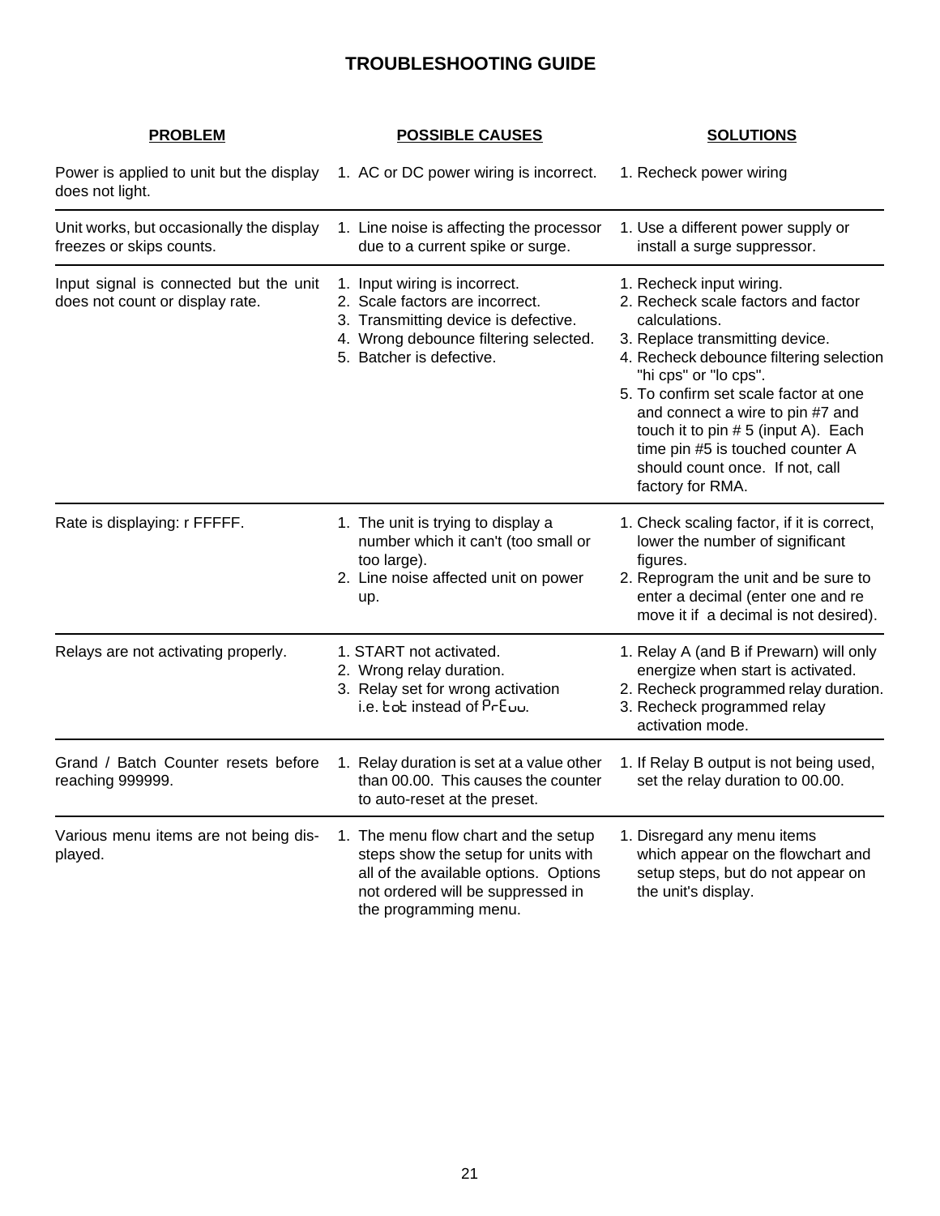# TROUBLESHOOTING GUIDE

| PROBLEM | POSSIBLE CAUSES | SOLUTIONS |
|---|---|---|
| Power is applied to unit but the display does not light. | 1. AC or DC power wiring is incorrect. | 1. Recheck power wiring |
| Unit works, but occasionally the display freezes or skips counts. | 1. Line noise is affecting the processor due to a current spike or surge. | 1. Use a different power supply or install a surge suppressor. |
| Input signal is connected but the unit does not count or display rate. | 1. Input wiring is incorrect.<br>2. Scale factors are incorrect.<br>3. Transmitting device is defective.<br>4. Wrong debounce filtering selected.<br>5. Batcher is defective. | 1. Recheck input wiring.<br>2. Recheck scale factors and factor calculations.<br>3. Replace transmitting device.<br>4. Recheck debounce filtering selection "hi cps" or "lo cps".<br>5. To confirm set scale factor at one and connect a wire to pin #7 and touch it to pin # 5 (input A). Each time pin #5 is touched counter A should count once. If not, call factory for RMA. |
| Rate is displaying: r FFFFF. | 1. The unit is trying to display a number which it can't (too small or too large).<br>2. Line noise affected unit on power up. | 1. Check scaling factor, if it is correct, lower the number of significant figures.<br>2. Reprogram the unit and be sure to enter a decimal (enter one and re move it if a decimal is not desired). |
| Relays are not activating properly. | 1. START not activated.<br>2. Wrong relay duration.<br>3. Relay set for wrong activation i.e. tot instead of PrEuu. | 1. Relay A (and B if Prewarn) will only energize when start is activated.<br>2. Recheck programmed relay duration.<br>3. Recheck programmed relay activation mode. |
| Grand / Batch Counter resets before reaching 999999. | 1. Relay duration is set at a value other than 00.00. This causes the counter to auto-reset at the preset. | 1. If Relay B output is not being used, set the relay duration to 00.00. |
| Various menu items are not being displayed. | 1. The menu flow chart and the setup steps show the setup for units with all of the available options. Options not ordered will be suppressed in the programming menu. | 1. Disregard any menu items which appear on the flowchart and setup steps, but do not appear on the unit's display. |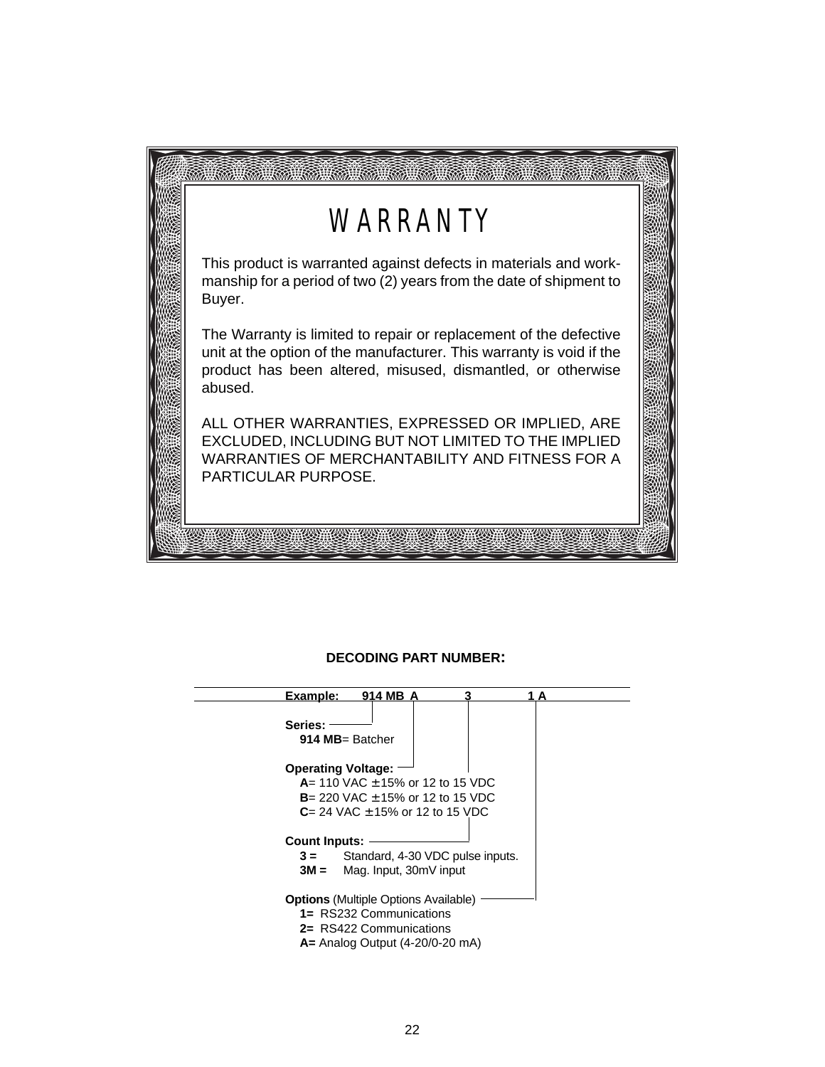# WARRANTY

This product is warranted against defects in materials and workmanship for a period of two (2) years from the date of shipment to Buyer.

The Warranty is limited to repair or replacement of the defective unit at the option of the manufacturer. This warranty is void if the product has been altered, misused, dismantled, or otherwise abused.

ALL OTHER WARRANTIES, EXPRESSED OR IMPLIED, ARE EXCLUDED, INCLUDING BUT NOT LIMITED TO THE IMPLIED WARRANTIES OF MERCHANTABILITY AND FITNESS FOR A PARTICULAR PURPOSE.

**DECODING PART NUMBER:**

**Example: 914 MB A 3 1 A**

**Series:**
- **914 MB**= Batcher

**Operating Voltage:**
- **A**= 110 VAC ± 15% or 12 to 15 VDC
- **B**= 220 VAC ± 15% or 12 to 15 VDC
- **C**= 24 VAC ± 15% or 12 to 15 VDC

**Count Inputs:**
- **3 =** Standard, 4-30 VDC pulse inputs.
- **3M =** Mag. Input, 30mV input

**Options** (Multiple Options Available)
- **1=** RS232 Communications
- **2=** RS422 Communications
- **A=** Analog Output (4-20/0-20 mA)